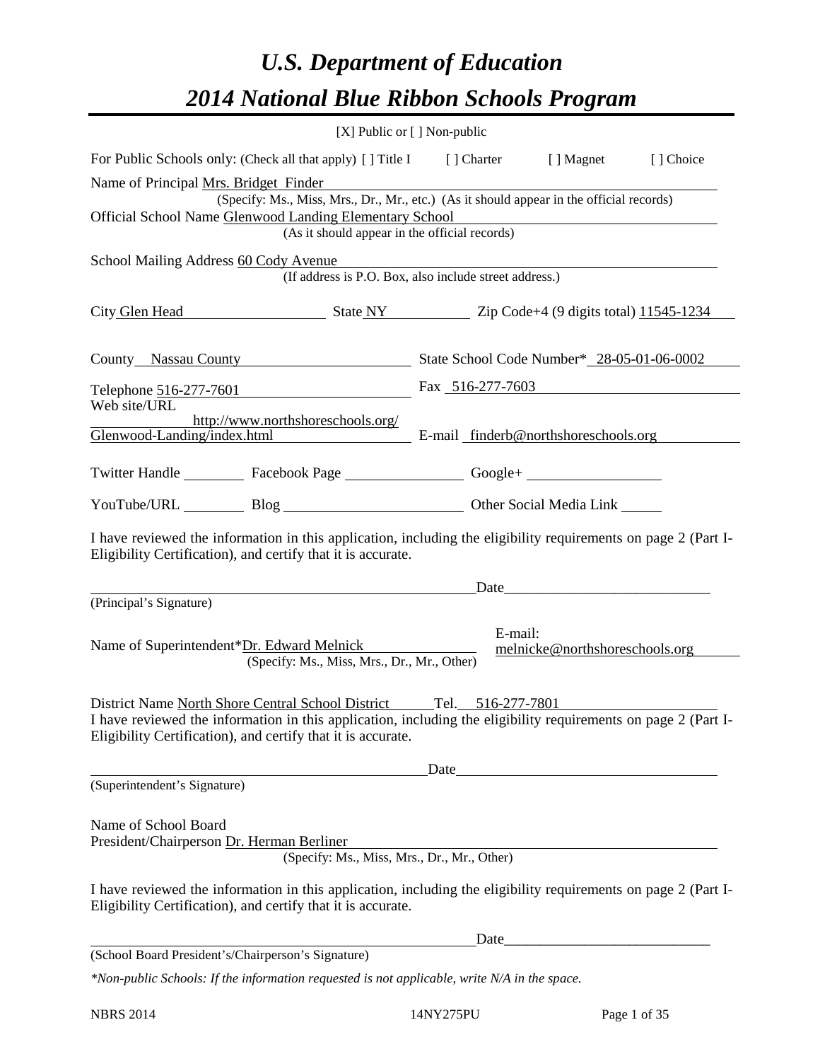# U.S. Department of Education
# 2014 National Blue Ribbon Schools Program

[X] Public or [ ] Non-public

For Public Schools only: (Check all that apply) [ ] Title I [ ] Charter [ ] Magnet [ ] Choice

Name of Principal Mrs. Bridget Finder
(Specify: Ms., Miss, Mrs., Dr., Mr., etc.) (As it should appear in the official records)

Official School Name Glenwood Landing Elementary School
(As it should appear in the official records)

School Mailing Address 60 Cody Avenue
(If address is P.O. Box, also include street address.)

City Glen Head State NY Zip Code+4 (9 digits total) 11545-1234

County Nassau County State School Code Number* 28-05-01-06-0002

Telephone 516-277-7601 Fax 516-277-7603

Web site/URL http://www.northshoreschools.org/Glenwood-Landing/index.html E-mail finderb@northshoreschools.org

Twitter Handle ________ Facebook Page ________ Google+ ________

YouTube/URL ________ Blog ________ Other Social Media Link ________

I have reviewed the information in this application, including the eligibility requirements on page 2 (Part I-Eligibility Certification), and certify that it is accurate.

_______________________________ Date_______________
(Principal's Signature)

Name of Superintendent*Dr. Edward Melnick E-mail: melnicke@northshoreschools.org
(Specify: Ms., Miss, Mrs., Dr., Mr., Other)

District Name North Shore Central School District Tel. 516-277-7801

I have reviewed the information in this application, including the eligibility requirements on page 2 (Part I-Eligibility Certification), and certify that it is accurate.

_______________________________ Date_______________
(Superintendent's Signature)

Name of School Board
President/Chairperson Dr. Herman Berliner
(Specify: Ms., Miss, Mrs., Dr., Mr., Other)

I have reviewed the information in this application, including the eligibility requirements on page 2 (Part I-Eligibility Certification), and certify that it is accurate.

_______________________________ Date_______________
(School Board President's/Chairperson's Signature)

*\*Non-public Schools: If the information requested is not applicable, write N/A in the space.*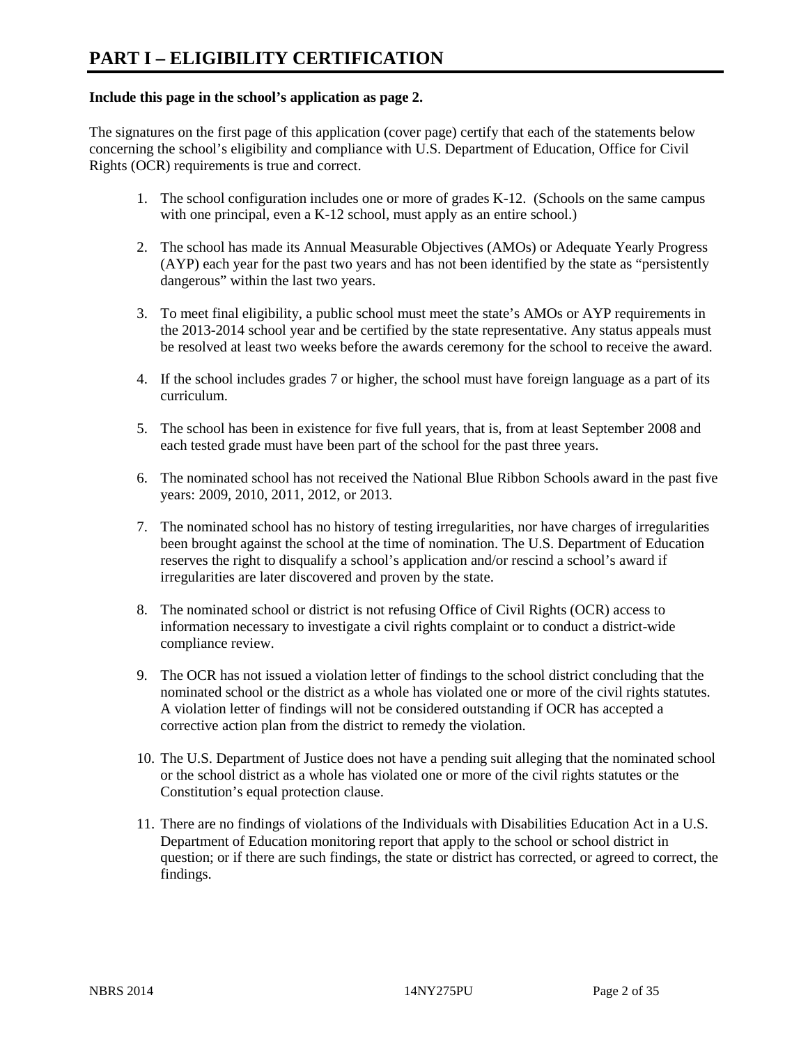# PART I – ELIGIBILITY CERTIFICATION

**Include this page in the school's application as page 2.**

The signatures on the first page of this application (cover page) certify that each of the statements below concerning the school's eligibility and compliance with U.S. Department of Education, Office for Civil Rights (OCR) requirements is true and correct.

1. The school configuration includes one or more of grades K-12. (Schools on the same campus with one principal, even a K-12 school, must apply as an entire school.)

2. The school has made its Annual Measurable Objectives (AMOs) or Adequate Yearly Progress (AYP) each year for the past two years and has not been identified by the state as "persistently dangerous" within the last two years.

3. To meet final eligibility, a public school must meet the state's AMOs or AYP requirements in the 2013-2014 school year and be certified by the state representative. Any status appeals must be resolved at least two weeks before the awards ceremony for the school to receive the award.

4. If the school includes grades 7 or higher, the school must have foreign language as a part of its curriculum.

5. The school has been in existence for five full years, that is, from at least September 2008 and each tested grade must have been part of the school for the past three years.

6. The nominated school has not received the National Blue Ribbon Schools award in the past five years: 2009, 2010, 2011, 2012, or 2013.

7. The nominated school has no history of testing irregularities, nor have charges of irregularities been brought against the school at the time of nomination. The U.S. Department of Education reserves the right to disqualify a school's application and/or rescind a school's award if irregularities are later discovered and proven by the state.

8. The nominated school or district is not refusing Office of Civil Rights (OCR) access to information necessary to investigate a civil rights complaint or to conduct a district-wide compliance review.

9. The OCR has not issued a violation letter of findings to the school district concluding that the nominated school or the district as a whole has violated one or more of the civil rights statutes. A violation letter of findings will not be considered outstanding if OCR has accepted a corrective action plan from the district to remedy the violation.

10. The U.S. Department of Justice does not have a pending suit alleging that the nominated school or the school district as a whole has violated one or more of the civil rights statutes or the Constitution's equal protection clause.

11. There are no findings of violations of the Individuals with Disabilities Education Act in a U.S. Department of Education monitoring report that apply to the school or school district in question; or if there are such findings, the state or district has corrected, or agreed to correct, the findings.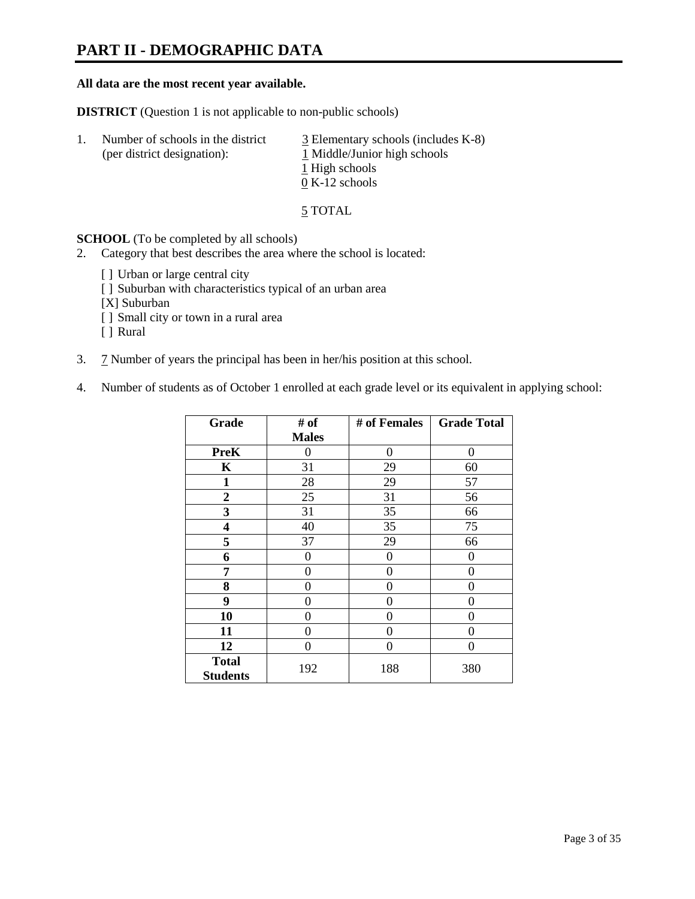# PART II - DEMOGRAPHIC DATA

**All data are the most recent year available.**

**DISTRICT** (Question 1 is not applicable to non-public schools)

1. Number of schools in the district (per district designation):
   - 3 Elementary schools (includes K-8)
   - 1 Middle/Junior high schools
   - 1 High schools
   - 0 K-12 schools

   5 TOTAL

**SCHOOL** (To be completed by all schools)

2. Category that best describes the area where the school is located:

   [ ] Urban or large central city
   [ ] Suburban with characteristics typical of an urban area
   [X] Suburban
   [ ] Small city or town in a rural area
   [ ] Rural

3. 7 Number of years the principal has been in her/his position at this school.

4. Number of students as of October 1 enrolled at each grade level or its equivalent in applying school:

| Grade | # of Males | # of Females | Grade Total |
|---|---|---|---|
| **PreK** | 0 | 0 | 0 |
| **K** | 31 | 29 | 60 |
| **1** | 28 | 29 | 57 |
| **2** | 25 | 31 | 56 |
| **3** | 31 | 35 | 66 |
| **4** | 40 | 35 | 75 |
| **5** | 37 | 29 | 66 |
| **6** | 0 | 0 | 0 |
| **7** | 0 | 0 | 0 |
| **8** | 0 | 0 | 0 |
| **9** | 0 | 0 | 0 |
| **10** | 0 | 0 | 0 |
| **11** | 0 | 0 | 0 |
| **12** | 0 | 0 | 0 |
| **Total Students** | 192 | 188 | 380 |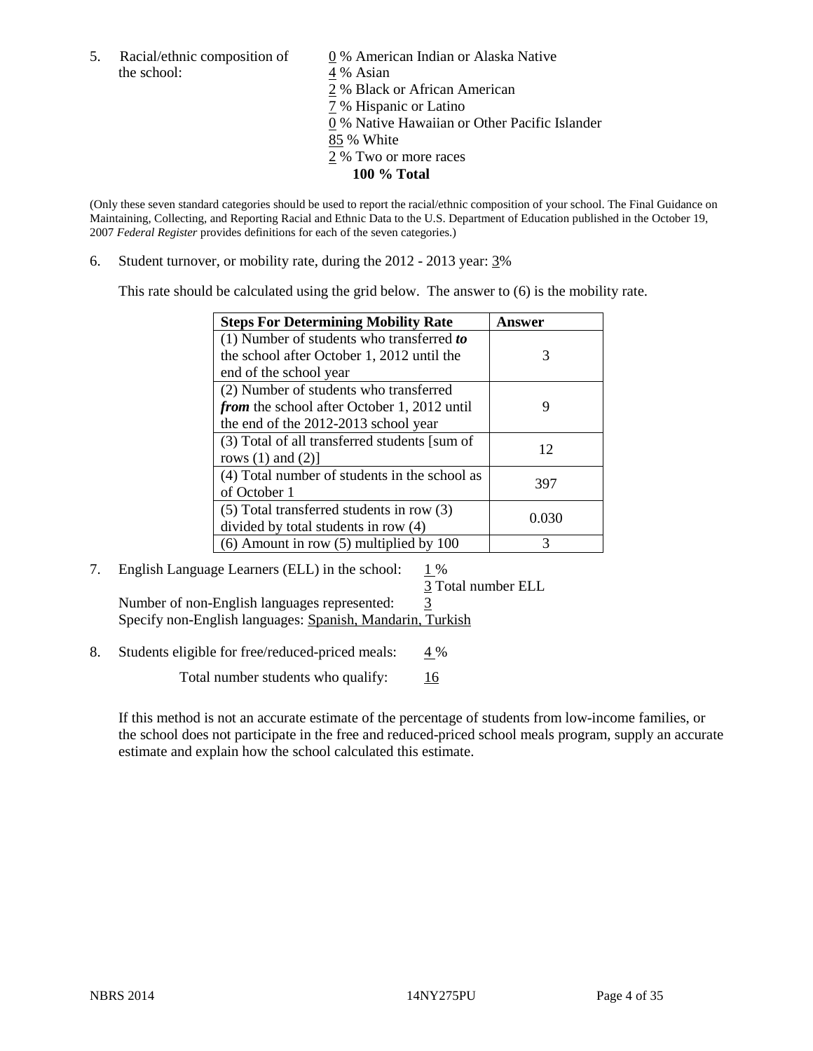5. Racial/ethnic composition of the school:

0 % American Indian or Alaska Native
4 % Asian
2 % Black or African American
7 % Hispanic or Latino
0 % Native Hawaiian or Other Pacific Islander
85 % White
2 % Two or more races
**100 % Total**

(Only these seven standard categories should be used to report the racial/ethnic composition of your school. The Final Guidance on Maintaining, Collecting, and Reporting Racial and Ethnic Data to the U.S. Department of Education published in the October 19, 2007 *Federal Register* provides definitions for each of the seven categories.)

6. Student turnover, or mobility rate, during the 2012 - 2013 year: 3%

This rate should be calculated using the grid below. The answer to (6) is the mobility rate.

| **Steps For Determining Mobility Rate** | **Answer** |
|---|---|
| (1) Number of students who transferred ***to*** the school after October 1, 2012 until the end of the school year | 3 |
| (2) Number of students who transferred ***from*** the school after October 1, 2012 until the end of the 2012-2013 school year | 9 |
| (3) Total of all transferred students [sum of rows (1) and (2)] | 12 |
| (4) Total number of students in the school as of October 1 | 397 |
| (5) Total transferred students in row (3) divided by total students in row (4) | 0.030 |
| (6) Amount in row (5) multiplied by 100 | 3 |

7. English Language Learners (ELL) in the school: 1 %

3 Total number ELL

Number of non-English languages represented: 3

Specify non-English languages: Spanish, Mandarin, Turkish

8. Students eligible for free/reduced-priced meals: 4 %

Total number students who qualify: 16

If this method is not an accurate estimate of the percentage of students from low-income families, or the school does not participate in the free and reduced-priced school meals program, supply an accurate estimate and explain how the school calculated this estimate.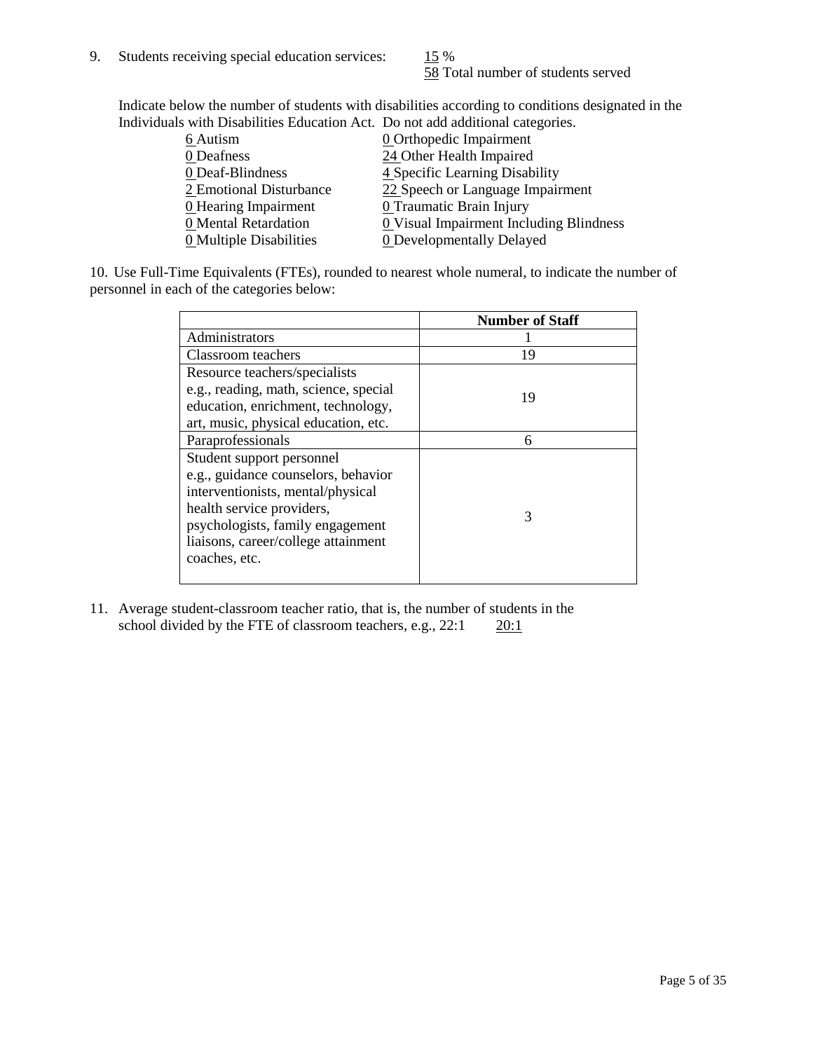9. Students receiving special education services: 15 %
   58 Total number of students served

   Indicate below the number of students with disabilities according to conditions designated in the Individuals with Disabilities Education Act. Do not add additional categories.

   | | |
   |---|---|
   | 6 Autism | 0 Orthopedic Impairment |
   | 0 Deafness | 24 Other Health Impaired |
   | 0 Deaf-Blindness | 4 Specific Learning Disability |
   | 2 Emotional Disturbance | 22 Speech or Language Impairment |
   | 0 Hearing Impairment | 0 Traumatic Brain Injury |
   | 0 Mental Retardation | 0 Visual Impairment Including Blindness |
   | 0 Multiple Disabilities | 0 Developmentally Delayed |

10. Use Full-Time Equivalents (FTEs), rounded to nearest whole numeral, to indicate the number of personnel in each of the categories below:

| | Number of Staff |
|---|---|
| Administrators | 1 |
| Classroom teachers | 19 |
| Resource teachers/specialists e.g., reading, math, science, special education, enrichment, technology, art, music, physical education, etc. | 19 |
| Paraprofessionals | 6 |
| Student support personnel e.g., guidance counselors, behavior interventionists, mental/physical health service providers, psychologists, family engagement liaisons, career/college attainment coaches, etc. | 3 |

11. Average student-classroom teacher ratio, that is, the number of students in the school divided by the FTE of classroom teachers, e.g., 22:1 20:1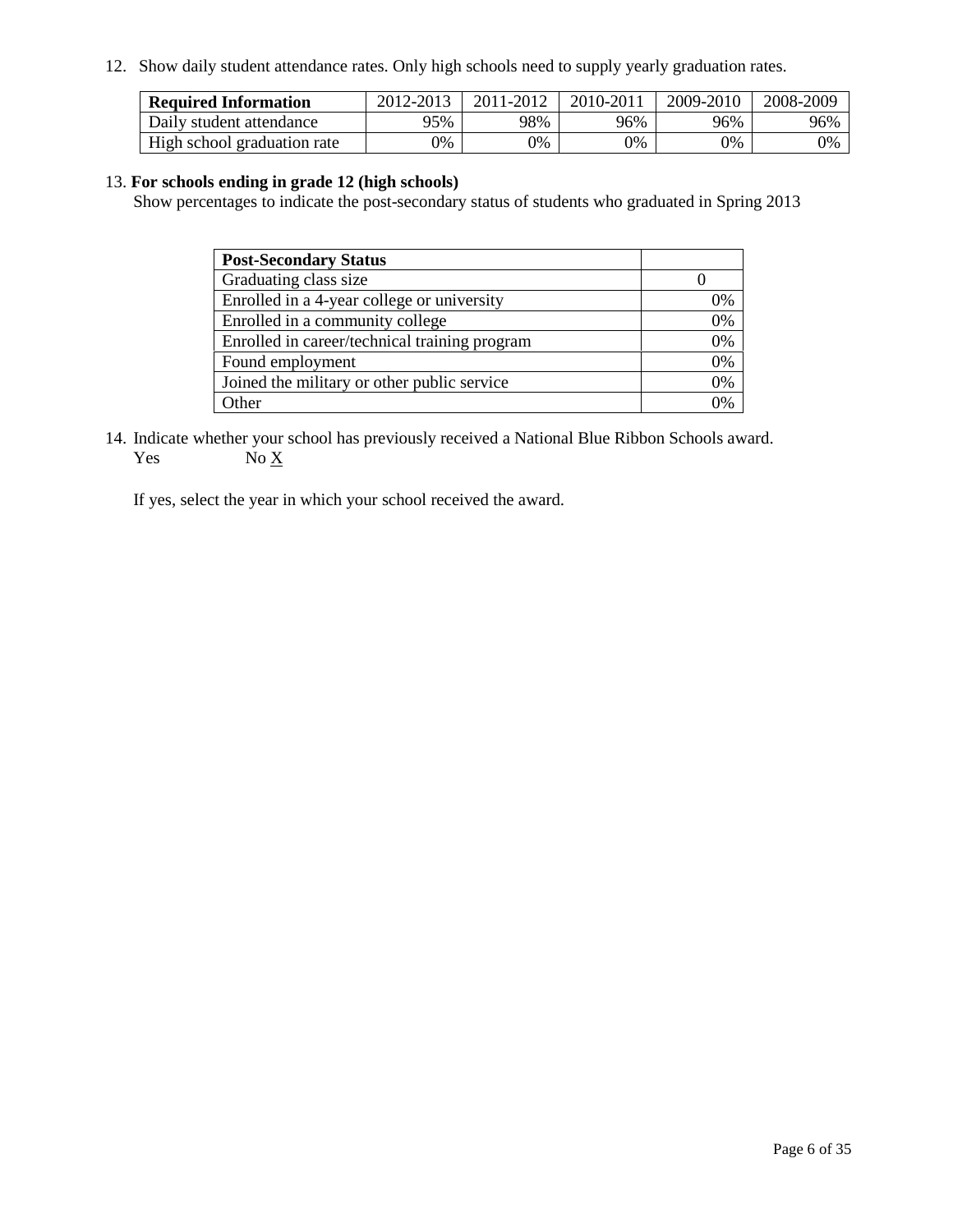12. Show daily student attendance rates. Only high schools need to supply yearly graduation rates.

| Required Information | 2012-2013 | 2011-2012 | 2010-2011 | 2009-2010 | 2008-2009 |
|---|---|---|---|---|---|
| Daily student attendance | 95% | 98% | 96% | 96% | 96% |
| High school graduation rate | 0% | 0% | 0% | 0% | 0% |

13. **For schools ending in grade 12 (high schools)**

Show percentages to indicate the post-secondary status of students who graduated in Spring 2013

| Post-Secondary Status | |
|---|---|
| Graduating class size | 0 |
| Enrolled in a 4-year college or university | 0% |
| Enrolled in a community college | 0% |
| Enrolled in career/technical training program | 0% |
| Found employment | 0% |
| Joined the military or other public service | 0% |
| Other | 0% |

14. Indicate whether your school has previously received a National Blue Ribbon Schools award.

Yes No X

If yes, select the year in which your school received the award.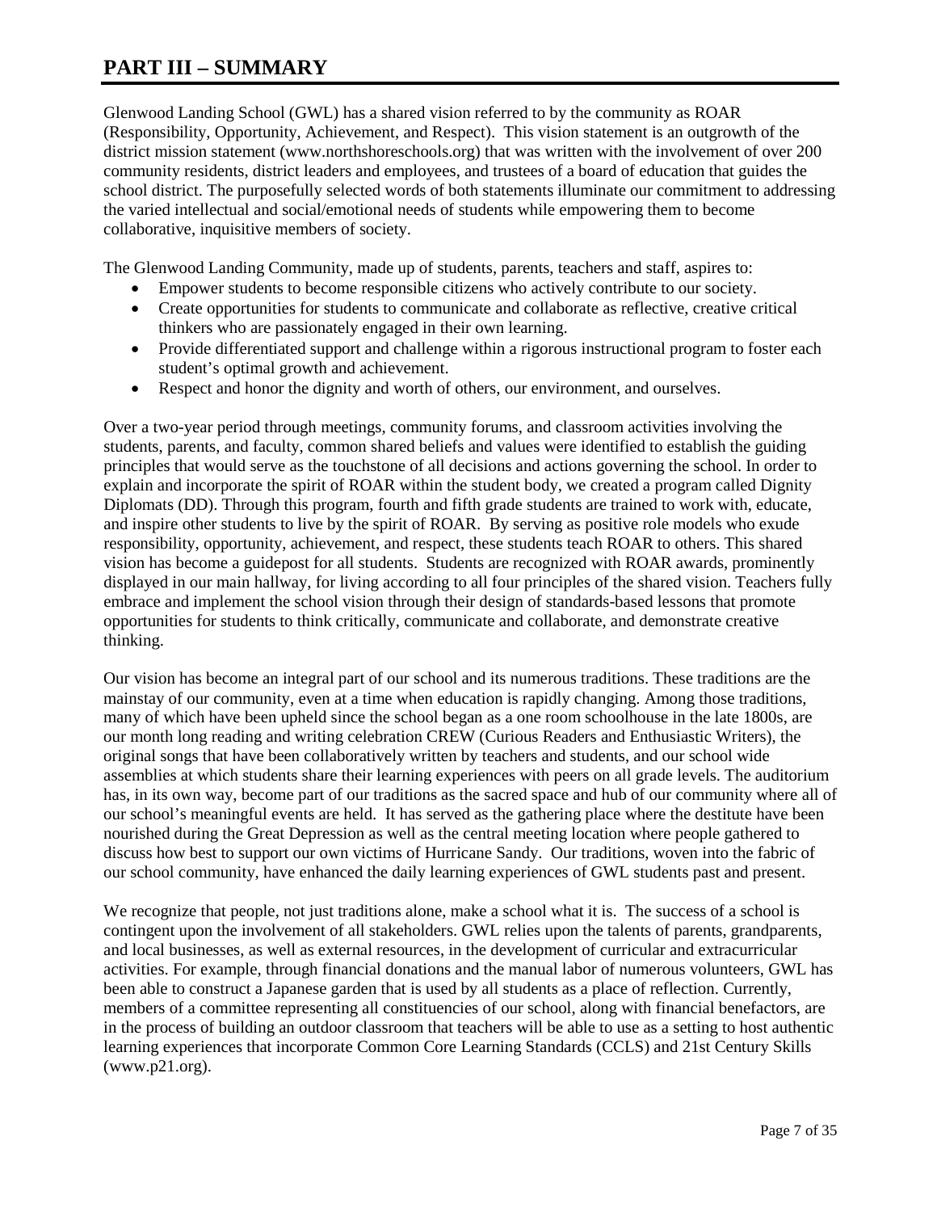# PART III – SUMMARY

Glenwood Landing School (GWL) has a shared vision referred to by the community as ROAR (Responsibility, Opportunity, Achievement, and Respect). This vision statement is an outgrowth of the district mission statement (www.northshoreschools.org) that was written with the involvement of over 200 community residents, district leaders and employees, and trustees of a board of education that guides the school district. The purposefully selected words of both statements illuminate our commitment to addressing the varied intellectual and social/emotional needs of students while empowering them to become collaborative, inquisitive members of society.

The Glenwood Landing Community, made up of students, parents, teachers and staff, aspires to:

- Empower students to become responsible citizens who actively contribute to our society.
- Create opportunities for students to communicate and collaborate as reflective, creative critical thinkers who are passionately engaged in their own learning.
- Provide differentiated support and challenge within a rigorous instructional program to foster each student's optimal growth and achievement.
- Respect and honor the dignity and worth of others, our environment, and ourselves.

Over a two-year period through meetings, community forums, and classroom activities involving the students, parents, and faculty, common shared beliefs and values were identified to establish the guiding principles that would serve as the touchstone of all decisions and actions governing the school. In order to explain and incorporate the spirit of ROAR within the student body, we created a program called Dignity Diplomats (DD). Through this program, fourth and fifth grade students are trained to work with, educate, and inspire other students to live by the spirit of ROAR. By serving as positive role models who exude responsibility, opportunity, achievement, and respect, these students teach ROAR to others. This shared vision has become a guidepost for all students. Students are recognized with ROAR awards, prominently displayed in our main hallway, for living according to all four principles of the shared vision. Teachers fully embrace and implement the school vision through their design of standards-based lessons that promote opportunities for students to think critically, communicate and collaborate, and demonstrate creative thinking.

Our vision has become an integral part of our school and its numerous traditions. These traditions are the mainstay of our community, even at a time when education is rapidly changing. Among those traditions, many of which have been upheld since the school began as a one room schoolhouse in the late 1800s, are our month long reading and writing celebration CREW (Curious Readers and Enthusiastic Writers), the original songs that have been collaboratively written by teachers and students, and our school wide assemblies at which students share their learning experiences with peers on all grade levels. The auditorium has, in its own way, become part of our traditions as the sacred space and hub of our community where all of our school's meaningful events are held. It has served as the gathering place where the destitute have been nourished during the Great Depression as well as the central meeting location where people gathered to discuss how best to support our own victims of Hurricane Sandy. Our traditions, woven into the fabric of our school community, have enhanced the daily learning experiences of GWL students past and present.

We recognize that people, not just traditions alone, make a school what it is. The success of a school is contingent upon the involvement of all stakeholders. GWL relies upon the talents of parents, grandparents, and local businesses, as well as external resources, in the development of curricular and extracurricular activities. For example, through financial donations and the manual labor of numerous volunteers, GWL has been able to construct a Japanese garden that is used by all students as a place of reflection. Currently, members of a committee representing all constituencies of our school, along with financial benefactors, are in the process of building an outdoor classroom that teachers will be able to use as a setting to host authentic learning experiences that incorporate Common Core Learning Standards (CCLS) and 21st Century Skills (www.p21.org).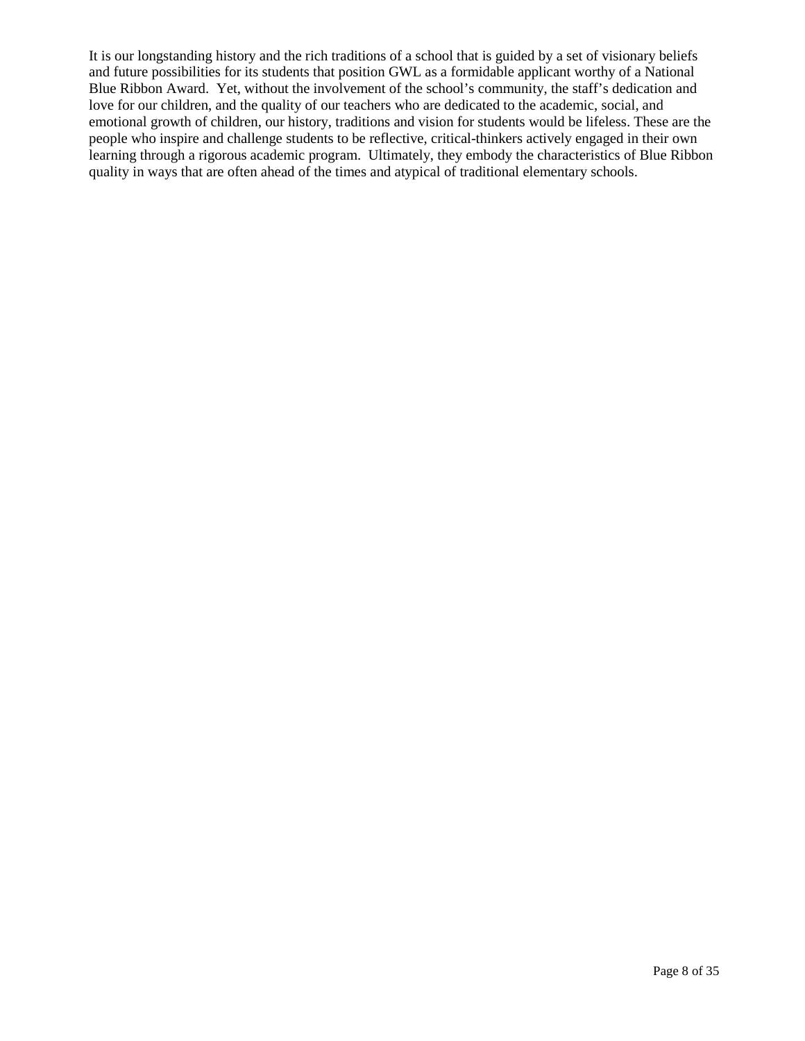It is our longstanding history and the rich traditions of a school that is guided by a set of visionary beliefs and future possibilities for its students that position GWL as a formidable applicant worthy of a National Blue Ribbon Award. Yet, without the involvement of the school's community, the staff's dedication and love for our children, and the quality of our teachers who are dedicated to the academic, social, and emotional growth of children, our history, traditions and vision for students would be lifeless. These are the people who inspire and challenge students to be reflective, critical-thinkers actively engaged in their own learning through a rigorous academic program. Ultimately, they embody the characteristics of Blue Ribbon quality in ways that are often ahead of the times and atypical of traditional elementary schools.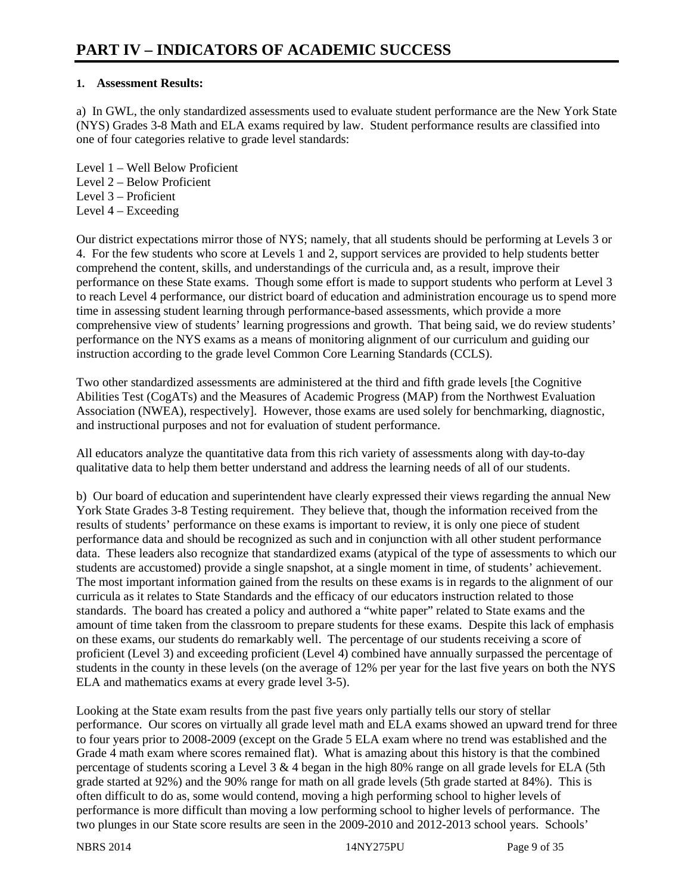# PART IV – INDICATORS OF ACADEMIC SUCCESS

**1. Assessment Results:**

a) In GWL, the only standardized assessments used to evaluate student performance are the New York State (NYS) Grades 3-8 Math and ELA exams required by law. Student performance results are classified into one of four categories relative to grade level standards:

Level 1 – Well Below Proficient
Level 2 – Below Proficient
Level 3 – Proficient
Level 4 – Exceeding

Our district expectations mirror those of NYS; namely, that all students should be performing at Levels 3 or 4. For the few students who score at Levels 1 and 2, support services are provided to help students better comprehend the content, skills, and understandings of the curricula and, as a result, improve their performance on these State exams. Though some effort is made to support students who perform at Level 3 to reach Level 4 performance, our district board of education and administration encourage us to spend more time in assessing student learning through performance-based assessments, which provide a more comprehensive view of students' learning progressions and growth. That being said, we do review students' performance on the NYS exams as a means of monitoring alignment of our curriculum and guiding our instruction according to the grade level Common Core Learning Standards (CCLS).

Two other standardized assessments are administered at the third and fifth grade levels [the Cognitive Abilities Test (CogATs) and the Measures of Academic Progress (MAP) from the Northwest Evaluation Association (NWEA), respectively]. However, those exams are used solely for benchmarking, diagnostic, and instructional purposes and not for evaluation of student performance.

All educators analyze the quantitative data from this rich variety of assessments along with day-to-day qualitative data to help them better understand and address the learning needs of all of our students.

b) Our board of education and superintendent have clearly expressed their views regarding the annual New York State Grades 3-8 Testing requirement. They believe that, though the information received from the results of students' performance on these exams is important to review, it is only one piece of student performance data and should be recognized as such and in conjunction with all other student performance data. These leaders also recognize that standardized exams (atypical of the type of assessments to which our students are accustomed) provide a single snapshot, at a single moment in time, of students' achievement. The most important information gained from the results on these exams is in regards to the alignment of our curricula as it relates to State Standards and the efficacy of our educators instruction related to those standards. The board has created a policy and authored a "white paper" related to State exams and the amount of time taken from the classroom to prepare students for these exams. Despite this lack of emphasis on these exams, our students do remarkably well. The percentage of our students receiving a score of proficient (Level 3) and exceeding proficient (Level 4) combined have annually surpassed the percentage of students in the county in these levels (on the average of 12% per year for the last five years on both the NYS ELA and mathematics exams at every grade level 3-5).

Looking at the State exam results from the past five years only partially tells our story of stellar performance. Our scores on virtually all grade level math and ELA exams showed an upward trend for three to four years prior to 2008-2009 (except on the Grade 5 ELA exam where no trend was established and the Grade 4 math exam where scores remained flat). What is amazing about this history is that the combined percentage of students scoring a Level 3 & 4 began in the high 80% range on all grade levels for ELA (5th grade started at 92%) and the 90% range for math on all grade levels (5th grade started at 84%). This is often difficult to do as, some would contend, moving a high performing school to higher levels of performance is more difficult than moving a low performing school to higher levels of performance. The two plunges in our State score results are seen in the 2009-2010 and 2012-2013 school years. Schools'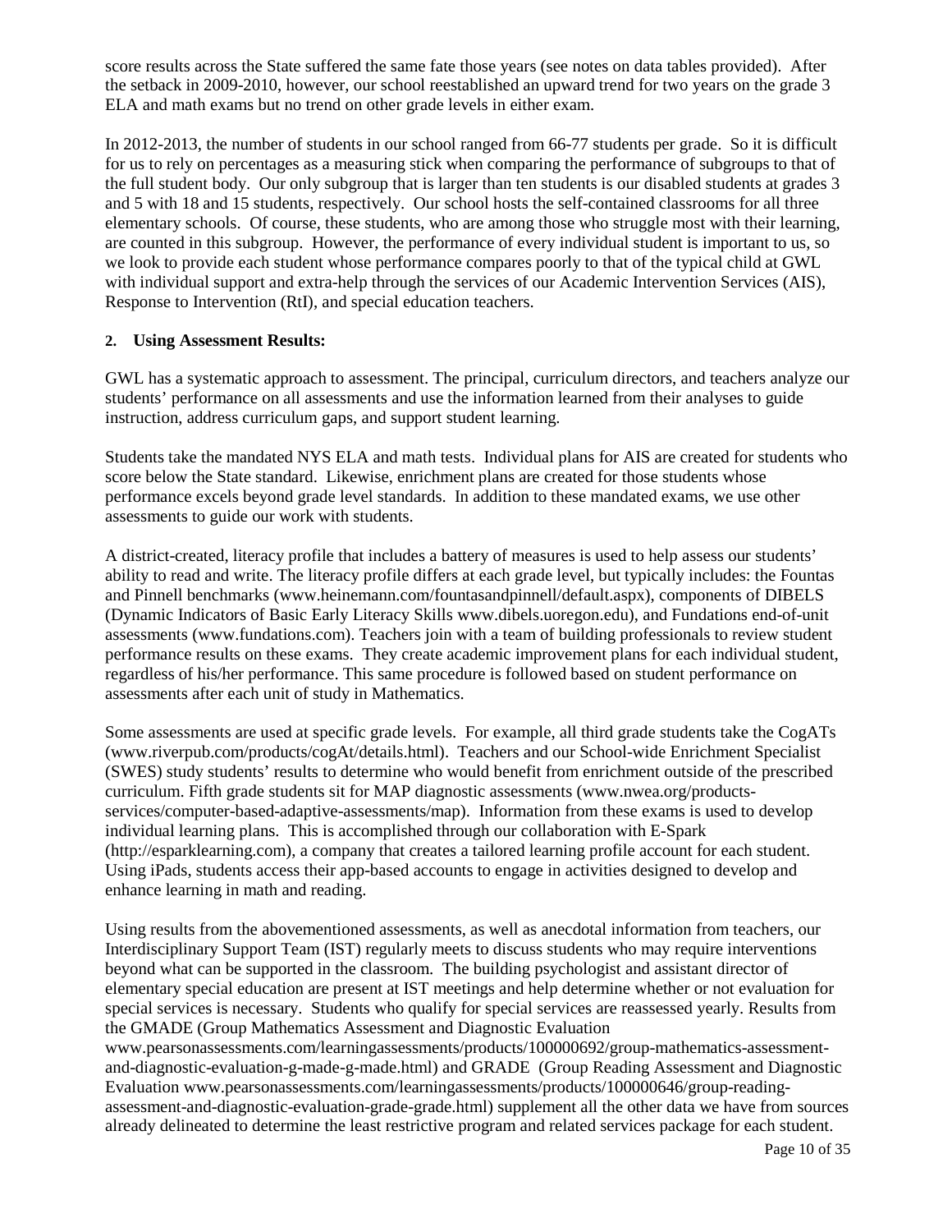score results across the State suffered the same fate those years (see notes on data tables provided). After the setback in 2009-2010, however, our school reestablished an upward trend for two years on the grade 3 ELA and math exams but no trend on other grade levels in either exam.

In 2012-2013, the number of students in our school ranged from 66-77 students per grade. So it is difficult for us to rely on percentages as a measuring stick when comparing the performance of subgroups to that of the full student body. Our only subgroup that is larger than ten students is our disabled students at grades 3 and 5 with 18 and 15 students, respectively. Our school hosts the self-contained classrooms for all three elementary schools. Of course, these students, who are among those who struggle most with their learning, are counted in this subgroup. However, the performance of every individual student is important to us, so we look to provide each student whose performance compares poorly to that of the typical child at GWL with individual support and extra-help through the services of our Academic Intervention Services (AIS), Response to Intervention (RtI), and special education teachers.

**2. Using Assessment Results:**

GWL has a systematic approach to assessment. The principal, curriculum directors, and teachers analyze our students' performance on all assessments and use the information learned from their analyses to guide instruction, address curriculum gaps, and support student learning.

Students take the mandated NYS ELA and math tests. Individual plans for AIS are created for students who score below the State standard. Likewise, enrichment plans are created for those students whose performance excels beyond grade level standards. In addition to these mandated exams, we use other assessments to guide our work with students.

A district-created, literacy profile that includes a battery of measures is used to help assess our students' ability to read and write. The literacy profile differs at each grade level, but typically includes: the Fountas and Pinnell benchmarks (www.heinemann.com/fountasandpinnell/default.aspx), components of DIBELS (Dynamic Indicators of Basic Early Literacy Skills www.dibels.uoregon.edu), and Fundations end-of-unit assessments (www.fundations.com). Teachers join with a team of building professionals to review student performance results on these exams. They create academic improvement plans for each individual student, regardless of his/her performance. This same procedure is followed based on student performance on assessments after each unit of study in Mathematics.

Some assessments are used at specific grade levels. For example, all third grade students take the CogATs (www.riverpub.com/products/cogAt/details.html). Teachers and our School-wide Enrichment Specialist (SWES) study students' results to determine who would benefit from enrichment outside of the prescribed curriculum. Fifth grade students sit for MAP diagnostic assessments (www.nwea.org/products-services/computer-based-adaptive-assessments/map). Information from these exams is used to develop individual learning plans. This is accomplished through our collaboration with E-Spark (http://esparklearning.com), a company that creates a tailored learning profile account for each student. Using iPads, students access their app-based accounts to engage in activities designed to develop and enhance learning in math and reading.

Using results from the abovementioned assessments, as well as anecdotal information from teachers, our Interdisciplinary Support Team (IST) regularly meets to discuss students who may require interventions beyond what can be supported in the classroom. The building psychologist and assistant director of elementary special education are present at IST meetings and help determine whether or not evaluation for special services is necessary. Students who qualify for special services are reassessed yearly. Results from the GMADE (Group Mathematics Assessment and Diagnostic Evaluation www.pearsonassessments.com/learningassessments/products/100000692/group-mathematics-assessment-and-diagnostic-evaluation-g-made-g-made.html) and GRADE (Group Reading Assessment and Diagnostic Evaluation www.pearsonassessments.com/learningassessments/products/100000646/group-reading-assessment-and-diagnostic-evaluation-grade-grade.html) supplement all the other data we have from sources already delineated to determine the least restrictive program and related services package for each student.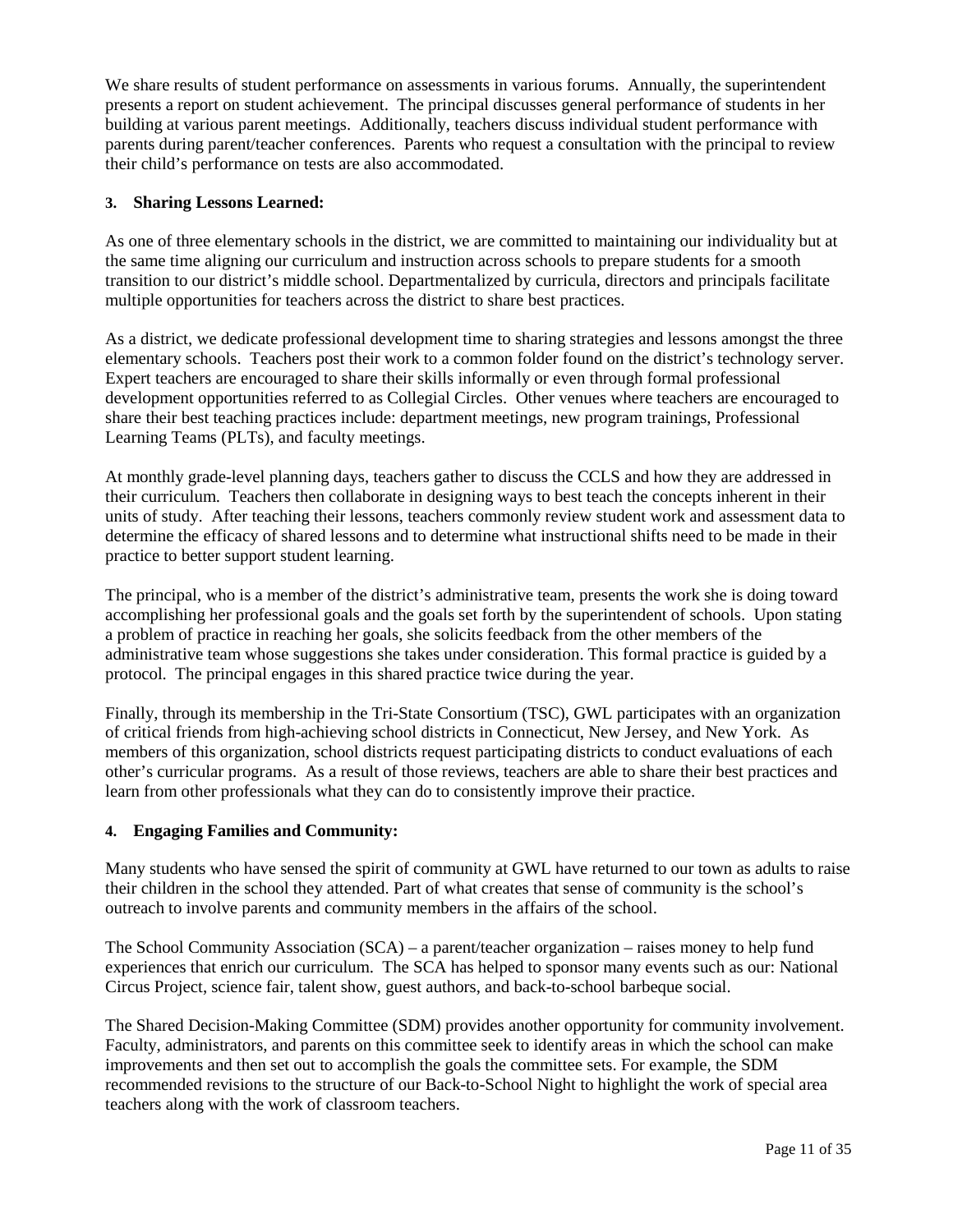We share results of student performance on assessments in various forums. Annually, the superintendent presents a report on student achievement. The principal discusses general performance of students in her building at various parent meetings. Additionally, teachers discuss individual student performance with parents during parent/teacher conferences. Parents who request a consultation with the principal to review their child's performance on tests are also accommodated.

### 3. Sharing Lessons Learned:

As one of three elementary schools in the district, we are committed to maintaining our individuality but at the same time aligning our curriculum and instruction across schools to prepare students for a smooth transition to our district's middle school. Departmentalized by curricula, directors and principals facilitate multiple opportunities for teachers across the district to share best practices.

As a district, we dedicate professional development time to sharing strategies and lessons amongst the three elementary schools. Teachers post their work to a common folder found on the district's technology server. Expert teachers are encouraged to share their skills informally or even through formal professional development opportunities referred to as Collegial Circles. Other venues where teachers are encouraged to share their best teaching practices include: department meetings, new program trainings, Professional Learning Teams (PLTs), and faculty meetings.

At monthly grade-level planning days, teachers gather to discuss the CCLS and how they are addressed in their curriculum. Teachers then collaborate in designing ways to best teach the concepts inherent in their units of study. After teaching their lessons, teachers commonly review student work and assessment data to determine the efficacy of shared lessons and to determine what instructional shifts need to be made in their practice to better support student learning.

The principal, who is a member of the district's administrative team, presents the work she is doing toward accomplishing her professional goals and the goals set forth by the superintendent of schools. Upon stating a problem of practice in reaching her goals, she solicits feedback from the other members of the administrative team whose suggestions she takes under consideration. This formal practice is guided by a protocol. The principal engages in this shared practice twice during the year.

Finally, through its membership in the Tri-State Consortium (TSC), GWL participates with an organization of critical friends from high-achieving school districts in Connecticut, New Jersey, and New York. As members of this organization, school districts request participating districts to conduct evaluations of each other's curricular programs. As a result of those reviews, teachers are able to share their best practices and learn from other professionals what they can do to consistently improve their practice.

### 4. Engaging Families and Community:

Many students who have sensed the spirit of community at GWL have returned to our town as adults to raise their children in the school they attended. Part of what creates that sense of community is the school's outreach to involve parents and community members in the affairs of the school.

The School Community Association (SCA) – a parent/teacher organization – raises money to help fund experiences that enrich our curriculum. The SCA has helped to sponsor many events such as our: National Circus Project, science fair, talent show, guest authors, and back-to-school barbeque social.

The Shared Decision-Making Committee (SDM) provides another opportunity for community involvement. Faculty, administrators, and parents on this committee seek to identify areas in which the school can make improvements and then set out to accomplish the goals the committee sets. For example, the SDM recommended revisions to the structure of our Back-to-School Night to highlight the work of special area teachers along with the work of classroom teachers.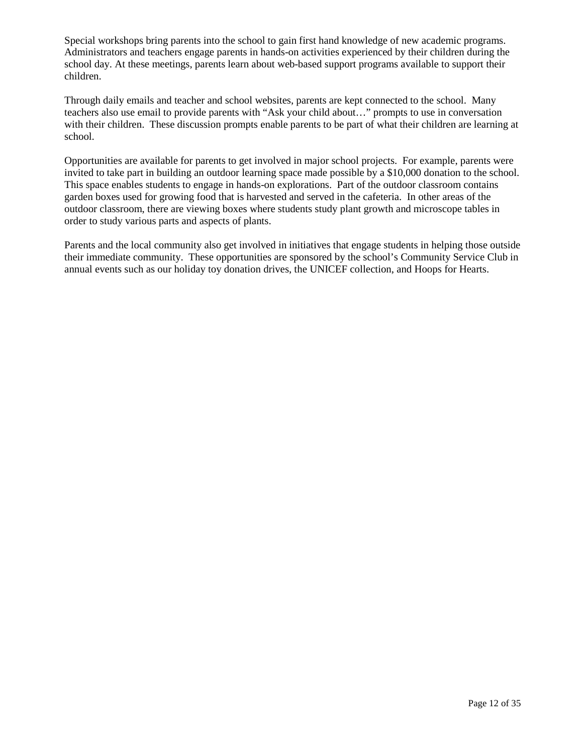Special workshops bring parents into the school to gain first hand knowledge of new academic programs. Administrators and teachers engage parents in hands-on activities experienced by their children during the school day. At these meetings, parents learn about web-based support programs available to support their children.

Through daily emails and teacher and school websites, parents are kept connected to the school. Many teachers also use email to provide parents with “Ask your child about…” prompts to use in conversation with their children. These discussion prompts enable parents to be part of what their children are learning at school.

Opportunities are available for parents to get involved in major school projects. For example, parents were invited to take part in building an outdoor learning space made possible by a $10,000 donation to the school. This space enables students to engage in hands-on explorations. Part of the outdoor classroom contains garden boxes used for growing food that is harvested and served in the cafeteria. In other areas of the outdoor classroom, there are viewing boxes where students study plant growth and microscope tables in order to study various parts and aspects of plants.

Parents and the local community also get involved in initiatives that engage students in helping those outside their immediate community. These opportunities are sponsored by the school’s Community Service Club in annual events such as our holiday toy donation drives, the UNICEF collection, and Hoops for Hearts.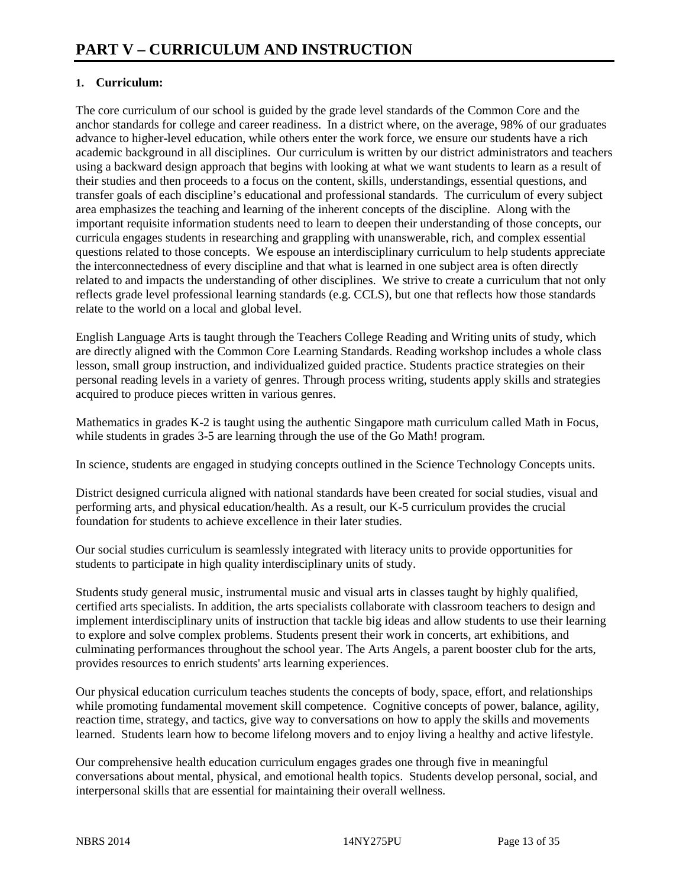# PART V – CURRICULUM AND INSTRUCTION

**1. Curriculum:**

The core curriculum of our school is guided by the grade level standards of the Common Core and the anchor standards for college and career readiness. In a district where, on the average, 98% of our graduates advance to higher-level education, while others enter the work force, we ensure our students have a rich academic background in all disciplines. Our curriculum is written by our district administrators and teachers using a backward design approach that begins with looking at what we want students to learn as a result of their studies and then proceeds to a focus on the content, skills, understandings, essential questions, and transfer goals of each discipline's educational and professional standards. The curriculum of every subject area emphasizes the teaching and learning of the inherent concepts of the discipline. Along with the important requisite information students need to learn to deepen their understanding of those concepts, our curricula engages students in researching and grappling with unanswerable, rich, and complex essential questions related to those concepts. We espouse an interdisciplinary curriculum to help students appreciate the interconnectedness of every discipline and that what is learned in one subject area is often directly related to and impacts the understanding of other disciplines. We strive to create a curriculum that not only reflects grade level professional learning standards (e.g. CCLS), but one that reflects how those standards relate to the world on a local and global level.

English Language Arts is taught through the Teachers College Reading and Writing units of study, which are directly aligned with the Common Core Learning Standards. Reading workshop includes a whole class lesson, small group instruction, and individualized guided practice. Students practice strategies on their personal reading levels in a variety of genres. Through process writing, students apply skills and strategies acquired to produce pieces written in various genres.

Mathematics in grades K-2 is taught using the authentic Singapore math curriculum called Math in Focus, while students in grades 3-5 are learning through the use of the Go Math! program.

In science, students are engaged in studying concepts outlined in the Science Technology Concepts units.

District designed curricula aligned with national standards have been created for social studies, visual and performing arts, and physical education/health. As a result, our K-5 curriculum provides the crucial foundation for students to achieve excellence in their later studies.

Our social studies curriculum is seamlessly integrated with literacy units to provide opportunities for students to participate in high quality interdisciplinary units of study.

Students study general music, instrumental music and visual arts in classes taught by highly qualified, certified arts specialists. In addition, the arts specialists collaborate with classroom teachers to design and implement interdisciplinary units of instruction that tackle big ideas and allow students to use their learning to explore and solve complex problems. Students present their work in concerts, art exhibitions, and culminating performances throughout the school year. The Arts Angels, a parent booster club for the arts, provides resources to enrich students' arts learning experiences.

Our physical education curriculum teaches students the concepts of body, space, effort, and relationships while promoting fundamental movement skill competence. Cognitive concepts of power, balance, agility, reaction time, strategy, and tactics, give way to conversations on how to apply the skills and movements learned. Students learn how to become lifelong movers and to enjoy living a healthy and active lifestyle.

Our comprehensive health education curriculum engages grades one through five in meaningful conversations about mental, physical, and emotional health topics. Students develop personal, social, and interpersonal skills that are essential for maintaining their overall wellness.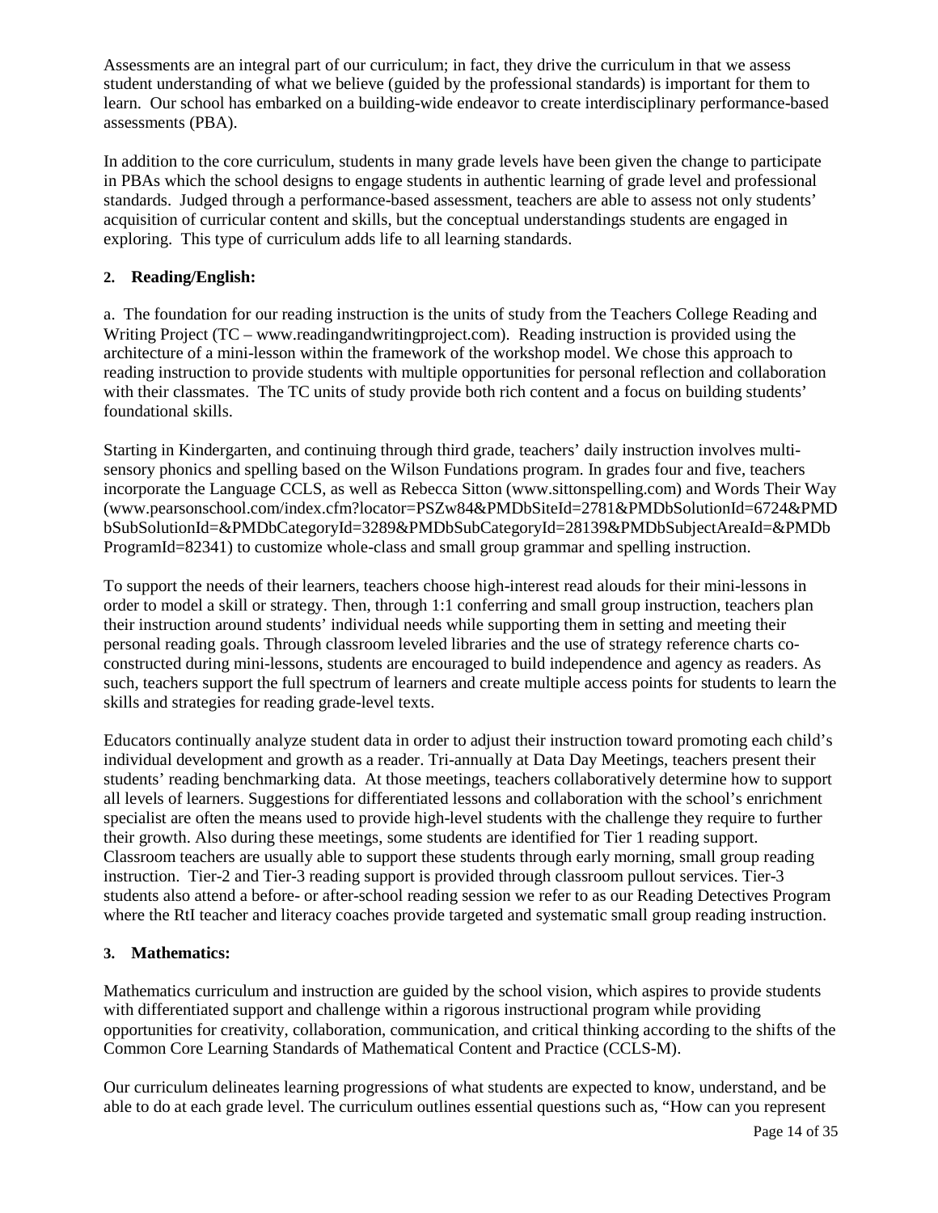Assessments are an integral part of our curriculum; in fact, they drive the curriculum in that we assess student understanding of what we believe (guided by the professional standards) is important for them to learn. Our school has embarked on a building-wide endeavor to create interdisciplinary performance-based assessments (PBA).

In addition to the core curriculum, students in many grade levels have been given the change to participate in PBAs which the school designs to engage students in authentic learning of grade level and professional standards. Judged through a performance-based assessment, teachers are able to assess not only students' acquisition of curricular content and skills, but the conceptual understandings students are engaged in exploring. This type of curriculum adds life to all learning standards.

**2. Reading/English:**

a. The foundation for our reading instruction is the units of study from the Teachers College Reading and Writing Project (TC – www.readingandwritingproject.com). Reading instruction is provided using the architecture of a mini-lesson within the framework of the workshop model. We chose this approach to reading instruction to provide students with multiple opportunities for personal reflection and collaboration with their classmates. The TC units of study provide both rich content and a focus on building students' foundational skills.

Starting in Kindergarten, and continuing through third grade, teachers' daily instruction involves multi-sensory phonics and spelling based on the Wilson Fundations program. In grades four and five, teachers incorporate the Language CCLS, as well as Rebecca Sitton (www.sittonspelling.com) and Words Their Way (www.pearsonschool.com/index.cfm?locator=PSZw84&PMDbSiteId=2781&PMDbSolutionId=6724&PMDbSubSolutionId=&PMDbCategoryId=3289&PMDbSubCategoryId=28139&PMDbSubjectAreaId=&PMDbProgramId=82341) to customize whole-class and small group grammar and spelling instruction.

To support the needs of their learners, teachers choose high-interest read alouds for their mini-lessons in order to model a skill or strategy. Then, through 1:1 conferring and small group instruction, teachers plan their instruction around students' individual needs while supporting them in setting and meeting their personal reading goals. Through classroom leveled libraries and the use of strategy reference charts co-constructed during mini-lessons, students are encouraged to build independence and agency as readers. As such, teachers support the full spectrum of learners and create multiple access points for students to learn the skills and strategies for reading grade-level texts.

Educators continually analyze student data in order to adjust their instruction toward promoting each child's individual development and growth as a reader. Tri-annually at Data Day Meetings, teachers present their students' reading benchmarking data. At those meetings, teachers collaboratively determine how to support all levels of learners. Suggestions for differentiated lessons and collaboration with the school's enrichment specialist are often the means used to provide high-level students with the challenge they require to further their growth. Also during these meetings, some students are identified for Tier 1 reading support. Classroom teachers are usually able to support these students through early morning, small group reading instruction. Tier-2 and Tier-3 reading support is provided through classroom pullout services. Tier-3 students also attend a before- or after-school reading session we refer to as our Reading Detectives Program where the RtI teacher and literacy coaches provide targeted and systematic small group reading instruction.

**3. Mathematics:**

Mathematics curriculum and instruction are guided by the school vision, which aspires to provide students with differentiated support and challenge within a rigorous instructional program while providing opportunities for creativity, collaboration, communication, and critical thinking according to the shifts of the Common Core Learning Standards of Mathematical Content and Practice (CCLS-M).

Our curriculum delineates learning progressions of what students are expected to know, understand, and be able to do at each grade level. The curriculum outlines essential questions such as, "How can you represent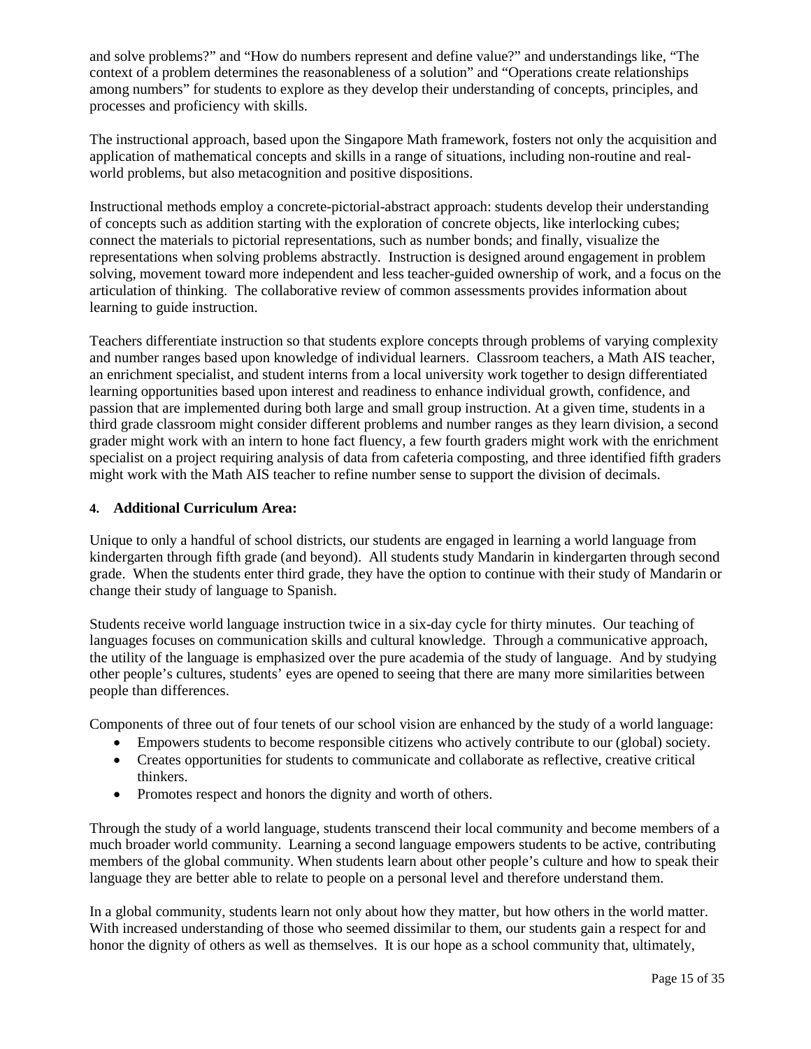and solve problems?" and "How do numbers represent and define value?" and understandings like, "The context of a problem determines the reasonableness of a solution" and "Operations create relationships among numbers" for students to explore as they develop their understanding of concepts, principles, and processes and proficiency with skills.

The instructional approach, based upon the Singapore Math framework, fosters not only the acquisition and application of mathematical concepts and skills in a range of situations, including non-routine and real-world problems, but also metacognition and positive dispositions.

Instructional methods employ a concrete-pictorial-abstract approach: students develop their understanding of concepts such as addition starting with the exploration of concrete objects, like interlocking cubes; connect the materials to pictorial representations, such as number bonds; and finally, visualize the representations when solving problems abstractly. Instruction is designed around engagement in problem solving, movement toward more independent and less teacher-guided ownership of work, and a focus on the articulation of thinking. The collaborative review of common assessments provides information about learning to guide instruction.

Teachers differentiate instruction so that students explore concepts through problems of varying complexity and number ranges based upon knowledge of individual learners. Classroom teachers, a Math AIS teacher, an enrichment specialist, and student interns from a local university work together to design differentiated learning opportunities based upon interest and readiness to enhance individual growth, confidence, and passion that are implemented during both large and small group instruction. At a given time, students in a third grade classroom might consider different problems and number ranges as they learn division, a second grader might work with an intern to hone fact fluency, a few fourth graders might work with the enrichment specialist on a project requiring analysis of data from cafeteria composting, and three identified fifth graders might work with the Math AIS teacher to refine number sense to support the division of decimals.

#### 4. Additional Curriculum Area:

Unique to only a handful of school districts, our students are engaged in learning a world language from kindergarten through fifth grade (and beyond). All students study Mandarin in kindergarten through second grade. When the students enter third grade, they have the option to continue with their study of Mandarin or change their study of language to Spanish.

Students receive world language instruction twice in a six-day cycle for thirty minutes. Our teaching of languages focuses on communication skills and cultural knowledge. Through a communicative approach, the utility of the language is emphasized over the pure academia of the study of language. And by studying other people's cultures, students' eyes are opened to seeing that there are many more similarities between people than differences.

Components of three out of four tenets of our school vision are enhanced by the study of a world language:

- Empowers students to become responsible citizens who actively contribute to our (global) society.
- Creates opportunities for students to communicate and collaborate as reflective, creative critical thinkers.
- Promotes respect and honors the dignity and worth of others.

Through the study of a world language, students transcend their local community and become members of a much broader world community. Learning a second language empowers students to be active, contributing members of the global community. When students learn about other people's culture and how to speak their language they are better able to relate to people on a personal level and therefore understand them.

In a global community, students learn not only about how they matter, but how others in the world matter. With increased understanding of those who seemed dissimilar to them, our students gain a respect for and honor the dignity of others as well as themselves. It is our hope as a school community that, ultimately,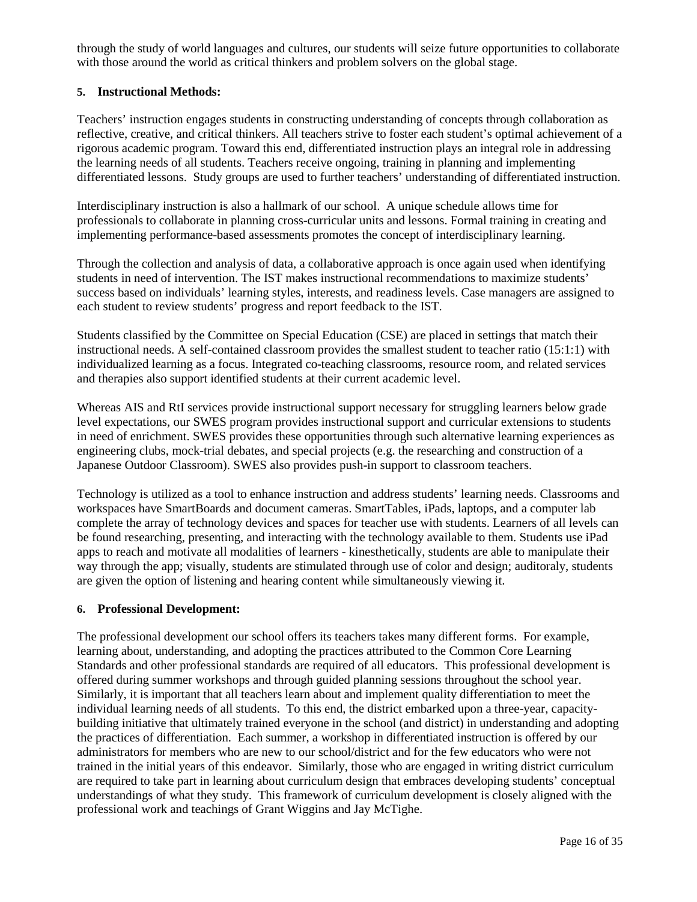through the study of world languages and cultures, our students will seize future opportunities to collaborate with those around the world as critical thinkers and problem solvers on the global stage.

**5. Instructional Methods:**

Teachers' instruction engages students in constructing understanding of concepts through collaboration as reflective, creative, and critical thinkers. All teachers strive to foster each student's optimal achievement of a rigorous academic program. Toward this end, differentiated instruction plays an integral role in addressing the learning needs of all students. Teachers receive ongoing, training in planning and implementing differentiated lessons. Study groups are used to further teachers' understanding of differentiated instruction.

Interdisciplinary instruction is also a hallmark of our school. A unique schedule allows time for professionals to collaborate in planning cross-curricular units and lessons. Formal training in creating and implementing performance-based assessments promotes the concept of interdisciplinary learning.

Through the collection and analysis of data, a collaborative approach is once again used when identifying students in need of intervention. The IST makes instructional recommendations to maximize students' success based on individuals' learning styles, interests, and readiness levels. Case managers are assigned to each student to review students' progress and report feedback to the IST.

Students classified by the Committee on Special Education (CSE) are placed in settings that match their instructional needs. A self-contained classroom provides the smallest student to teacher ratio (15:1:1) with individualized learning as a focus. Integrated co-teaching classrooms, resource room, and related services and therapies also support identified students at their current academic level.

Whereas AIS and RtI services provide instructional support necessary for struggling learners below grade level expectations, our SWES program provides instructional support and curricular extensions to students in need of enrichment. SWES provides these opportunities through such alternative learning experiences as engineering clubs, mock-trial debates, and special projects (e.g. the researching and construction of a Japanese Outdoor Classroom). SWES also provides push-in support to classroom teachers.

Technology is utilized as a tool to enhance instruction and address students' learning needs. Classrooms and workspaces have SmartBoards and document cameras. SmartTables, iPads, laptops, and a computer lab complete the array of technology devices and spaces for teacher use with students. Learners of all levels can be found researching, presenting, and interacting with the technology available to them. Students use iPad apps to reach and motivate all modalities of learners - kinesthetically, students are able to manipulate their way through the app; visually, students are stimulated through use of color and design; auditoraly, students are given the option of listening and hearing content while simultaneously viewing it.

**6. Professional Development:**

The professional development our school offers its teachers takes many different forms. For example, learning about, understanding, and adopting the practices attributed to the Common Core Learning Standards and other professional standards are required of all educators. This professional development is offered during summer workshops and through guided planning sessions throughout the school year. Similarly, it is important that all teachers learn about and implement quality differentiation to meet the individual learning needs of all students. To this end, the district embarked upon a three-year, capacity-building initiative that ultimately trained everyone in the school (and district) in understanding and adopting the practices of differentiation. Each summer, a workshop in differentiated instruction is offered by our administrators for members who are new to our school/district and for the few educators who were not trained in the initial years of this endeavor. Similarly, those who are engaged in writing district curriculum are required to take part in learning about curriculum design that embraces developing students' conceptual understandings of what they study. This framework of curriculum development is closely aligned with the professional work and teachings of Grant Wiggins and Jay McTighe.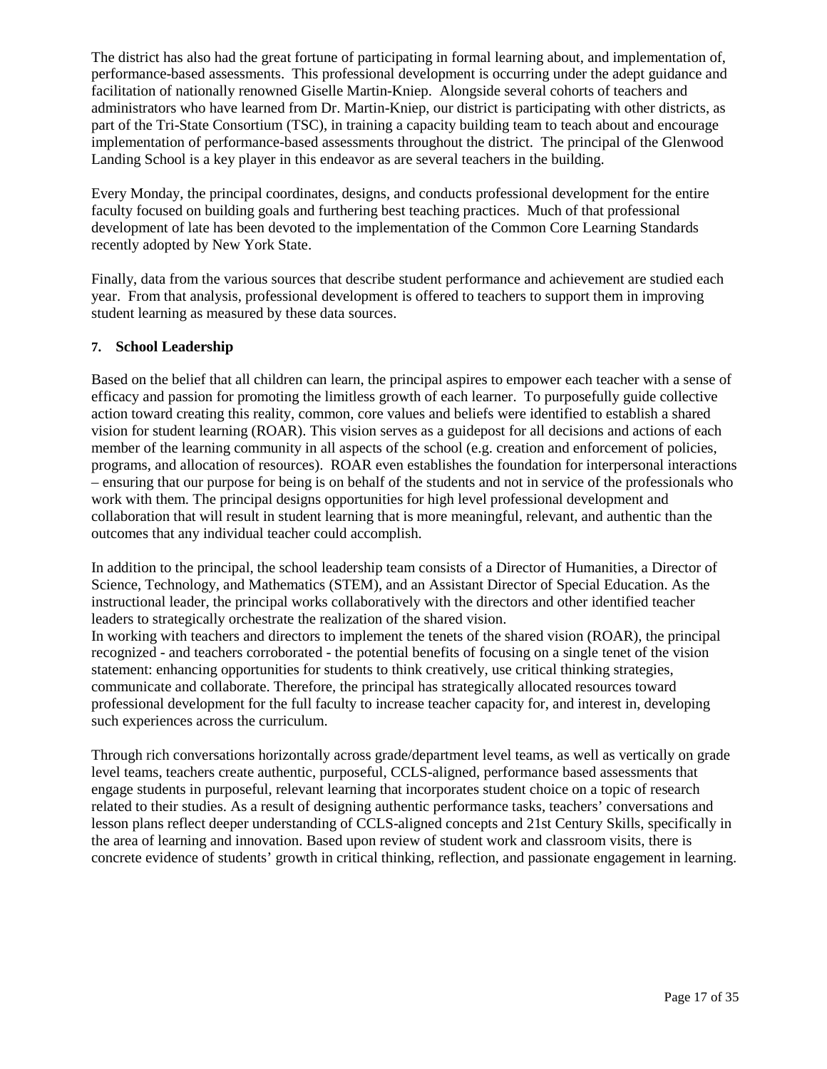The district has also had the great fortune of participating in formal learning about, and implementation of, performance-based assessments. This professional development is occurring under the adept guidance and facilitation of nationally renowned Giselle Martin-Kniep. Alongside several cohorts of teachers and administrators who have learned from Dr. Martin-Kniep, our district is participating with other districts, as part of the Tri-State Consortium (TSC), in training a capacity building team to teach about and encourage implementation of performance-based assessments throughout the district. The principal of the Glenwood Landing School is a key player in this endeavor as are several teachers in the building.

Every Monday, the principal coordinates, designs, and conducts professional development for the entire faculty focused on building goals and furthering best teaching practices. Much of that professional development of late has been devoted to the implementation of the Common Core Learning Standards recently adopted by New York State.

Finally, data from the various sources that describe student performance and achievement are studied each year. From that analysis, professional development is offered to teachers to support them in improving student learning as measured by these data sources.

### 7. School Leadership

Based on the belief that all children can learn, the principal aspires to empower each teacher with a sense of efficacy and passion for promoting the limitless growth of each learner. To purposefully guide collective action toward creating this reality, common, core values and beliefs were identified to establish a shared vision for student learning (ROAR). This vision serves as a guidepost for all decisions and actions of each member of the learning community in all aspects of the school (e.g. creation and enforcement of policies, programs, and allocation of resources). ROAR even establishes the foundation for interpersonal interactions – ensuring that our purpose for being is on behalf of the students and not in service of the professionals who work with them. The principal designs opportunities for high level professional development and collaboration that will result in student learning that is more meaningful, relevant, and authentic than the outcomes that any individual teacher could accomplish.

In addition to the principal, the school leadership team consists of a Director of Humanities, a Director of Science, Technology, and Mathematics (STEM), and an Assistant Director of Special Education. As the instructional leader, the principal works collaboratively with the directors and other identified teacher leaders to strategically orchestrate the realization of the shared vision.
In working with teachers and directors to implement the tenets of the shared vision (ROAR), the principal recognized - and teachers corroborated - the potential benefits of focusing on a single tenet of the vision statement: enhancing opportunities for students to think creatively, use critical thinking strategies, communicate and collaborate. Therefore, the principal has strategically allocated resources toward professional development for the full faculty to increase teacher capacity for, and interest in, developing such experiences across the curriculum.

Through rich conversations horizontally across grade/department level teams, as well as vertically on grade level teams, teachers create authentic, purposeful, CCLS-aligned, performance based assessments that engage students in purposeful, relevant learning that incorporates student choice on a topic of research related to their studies. As a result of designing authentic performance tasks, teachers' conversations and lesson plans reflect deeper understanding of CCLS-aligned concepts and 21st Century Skills, specifically in the area of learning and innovation. Based upon review of student work and classroom visits, there is concrete evidence of students' growth in critical thinking, reflection, and passionate engagement in learning.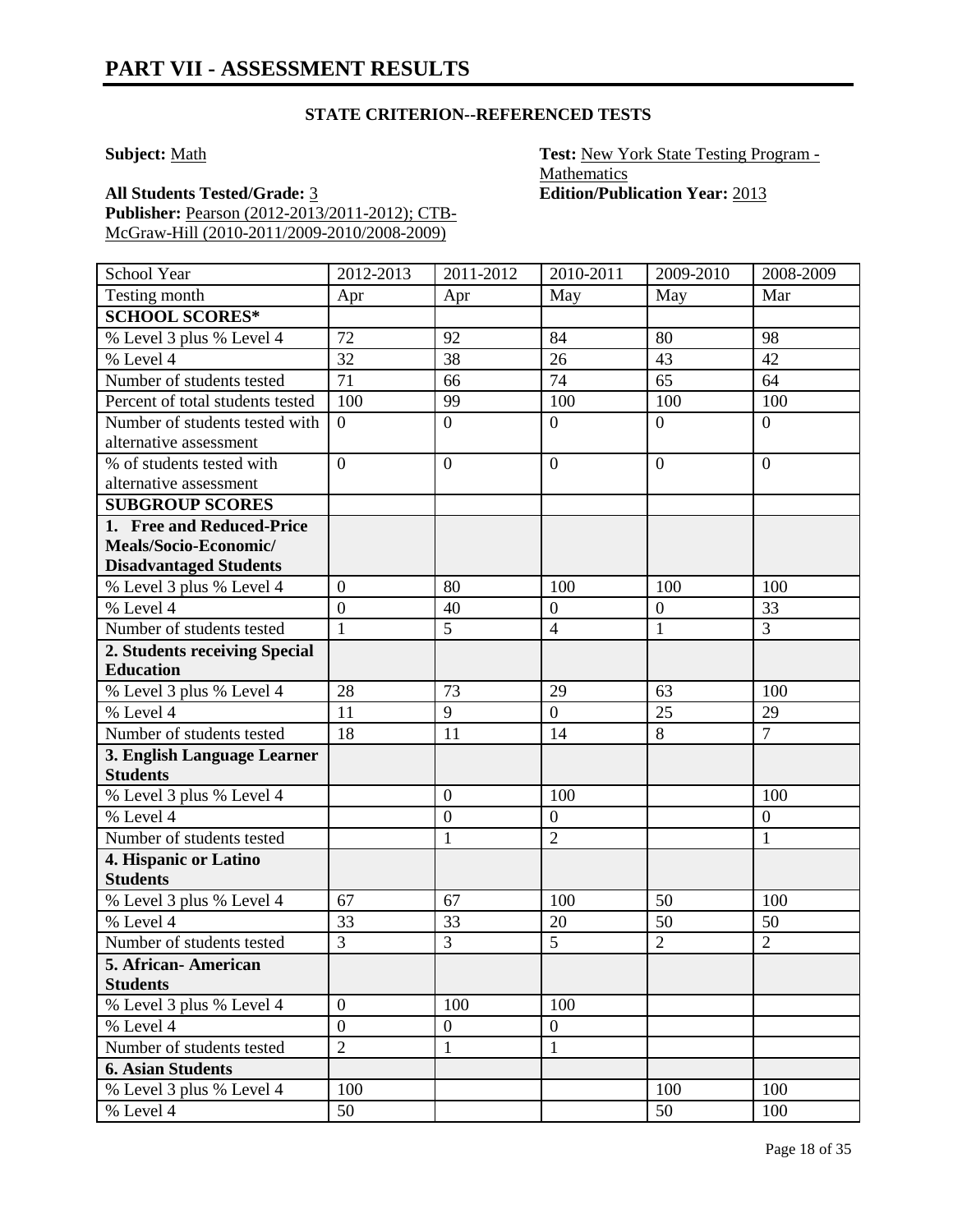# PART VII - ASSESSMENT RESULTS

**STATE CRITERION--REFERENCED TESTS**

**Subject:** Math

**Test:** New York State Testing Program - Mathematics

**All Students Tested/Grade:** 3

**Edition/Publication Year:** 2013

**Publisher:** Pearson (2012-2013/2011-2012); CTB-McGraw-Hill (2010-2011/2009-2010/2008-2009)

| School Year | 2012-2013 | 2011-2012 | 2010-2011 | 2009-2010 | 2008-2009 |
|---|---|---|---|---|---|
| Testing month | Apr | Apr | May | May | Mar |
| **SCHOOL SCORES*** | | | | | |
| % Level 3 plus % Level 4 | 72 | 92 | 84 | 80 | 98 |
| % Level 4 | 32 | 38 | 26 | 43 | 42 |
| Number of students tested | 71 | 66 | 74 | 65 | 64 |
| Percent of total students tested | 100 | 99 | 100 | 100 | 100 |
| Number of students tested with alternative assessment | 0 | 0 | 0 | 0 | 0 |
| % of students tested with alternative assessment | 0 | 0 | 0 | 0 | 0 |
| **SUBGROUP SCORES** | | | | | |
| **1. Free and Reduced-Price Meals/Socio-Economic/ Disadvantaged Students** | | | | | |
| % Level 3 plus % Level 4 | 0 | 80 | 100 | 100 | 100 |
| % Level 4 | 0 | 40 | 0 | 0 | 33 |
| Number of students tested | 1 | 5 | 4 | 1 | 3 |
| **2. Students receiving Special Education** | | | | | |
| % Level 3 plus % Level 4 | 28 | 73 | 29 | 63 | 100 |
| % Level 4 | 11 | 9 | 0 | 25 | 29 |
| Number of students tested | 18 | 11 | 14 | 8 | 7 |
| **3. English Language Learner Students** | | | | | |
| % Level 3 plus % Level 4 | | 0 | 100 | | 100 |
| % Level 4 | | 0 | 0 | | 0 |
| Number of students tested | | 1 | 2 | | 1 |
| **4. Hispanic or Latino Students** | | | | | |
| % Level 3 plus % Level 4 | 67 | 67 | 100 | 50 | 100 |
| % Level 4 | 33 | 33 | 20 | 50 | 50 |
| Number of students tested | 3 | 3 | 5 | 2 | 2 |
| **5. African- American Students** | | | | | |
| % Level 3 plus % Level 4 | 0 | 100 | 100 | | |
| % Level 4 | 0 | 0 | 0 | | |
| Number of students tested | 2 | 1 | 1 | | |
| **6. Asian Students** | | | | | |
| % Level 3 plus % Level 4 | 100 | | | 100 | 100 |
| % Level 4 | 50 | | | 50 | 100 |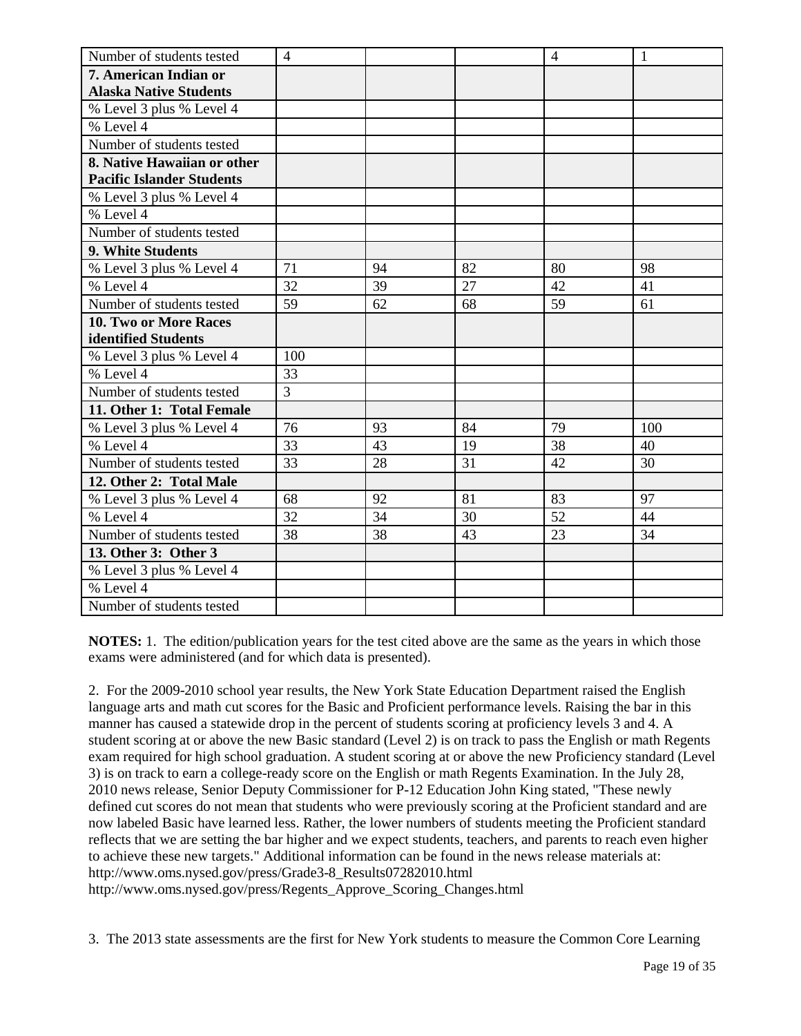| Number of students tested | 4 | | | 4 | 1 |
|---|---|---|---|---|---|
| **7. American Indian or Alaska Native Students** | | | | | |
| % Level 3 plus % Level 4 | | | | | |
| % Level 4 | | | | | |
| Number of students tested | | | | | |
| **8. Native Hawaiian or other Pacific Islander Students** | | | | | |
| % Level 3 plus % Level 4 | | | | | |
| % Level 4 | | | | | |
| Number of students tested | | | | | |
| **9. White Students** | | | | | |
| % Level 3 plus % Level 4 | 71 | 94 | 82 | 80 | 98 |
| % Level 4 | 32 | 39 | 27 | 42 | 41 |
| Number of students tested | 59 | 62 | 68 | 59 | 61 |
| **10. Two or More Races identified Students** | | | | | |
| % Level 3 plus % Level 4 | 100 | | | | |
| % Level 4 | 33 | | | | |
| Number of students tested | 3 | | | | |
| **11. Other 1: Total Female** | | | | | |
| % Level 3 plus % Level 4 | 76 | 93 | 84 | 79 | 100 |
| % Level 4 | 33 | 43 | 19 | 38 | 40 |
| Number of students tested | 33 | 28 | 31 | 42 | 30 |
| **12. Other 2: Total Male** | | | | | |
| % Level 3 plus % Level 4 | 68 | 92 | 81 | 83 | 97 |
| % Level 4 | 32 | 34 | 30 | 52 | 44 |
| Number of students tested | 38 | 38 | 43 | 23 | 34 |
| **13. Other 3: Other 3** | | | | | |
| % Level 3 plus % Level 4 | | | | | |
| % Level 4 | | | | | |
| Number of students tested | | | | | |

**NOTES:** 1. The edition/publication years for the test cited above are the same as the years in which those exams were administered (and for which data is presented).

2. For the 2009-2010 school year results, the New York State Education Department raised the English language arts and math cut scores for the Basic and Proficient performance levels. Raising the bar in this manner has caused a statewide drop in the percent of students scoring at proficiency levels 3 and 4. A student scoring at or above the new Basic standard (Level 2) is on track to pass the English or math Regents exam required for high school graduation. A student scoring at or above the new Proficiency standard (Level 3) is on track to earn a college-ready score on the English or math Regents Examination. In the July 28, 2010 news release, Senior Deputy Commissioner for P-12 Education John King stated, "These newly defined cut scores do not mean that students who were previously scoring at the Proficient standard and are now labeled Basic have learned less. Rather, the lower numbers of students meeting the Proficient standard reflects that we are setting the bar higher and we expect students, teachers, and parents to reach even higher to achieve these new targets." Additional information can be found in the news release materials at:
http://www.oms.nysed.gov/press/Grade3-8_Results07282010.html
http://www.oms.nysed.gov/press/Regents_Approve_Scoring_Changes.html

3. The 2013 state assessments are the first for New York students to measure the Common Core Learning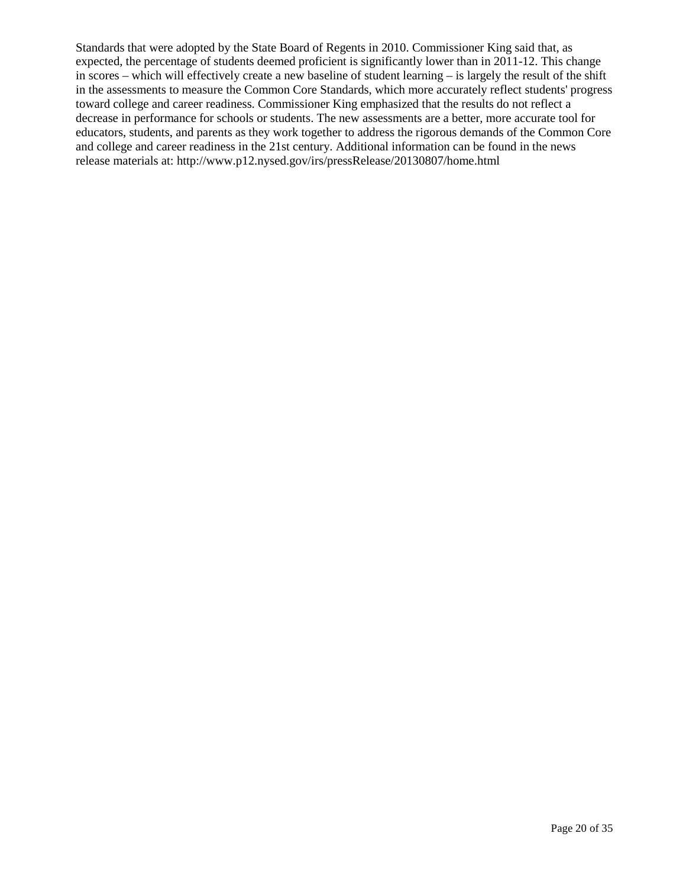Standards that were adopted by the State Board of Regents in 2010. Commissioner King said that, as expected, the percentage of students deemed proficient is significantly lower than in 2011-12. This change in scores – which will effectively create a new baseline of student learning – is largely the result of the shift in the assessments to measure the Common Core Standards, which more accurately reflect students' progress toward college and career readiness. Commissioner King emphasized that the results do not reflect a decrease in performance for schools or students. The new assessments are a better, more accurate tool for educators, students, and parents as they work together to address the rigorous demands of the Common Core and college and career readiness in the 21st century. Additional information can be found in the news release materials at: http://www.p12.nysed.gov/irs/pressRelease/20130807/home.html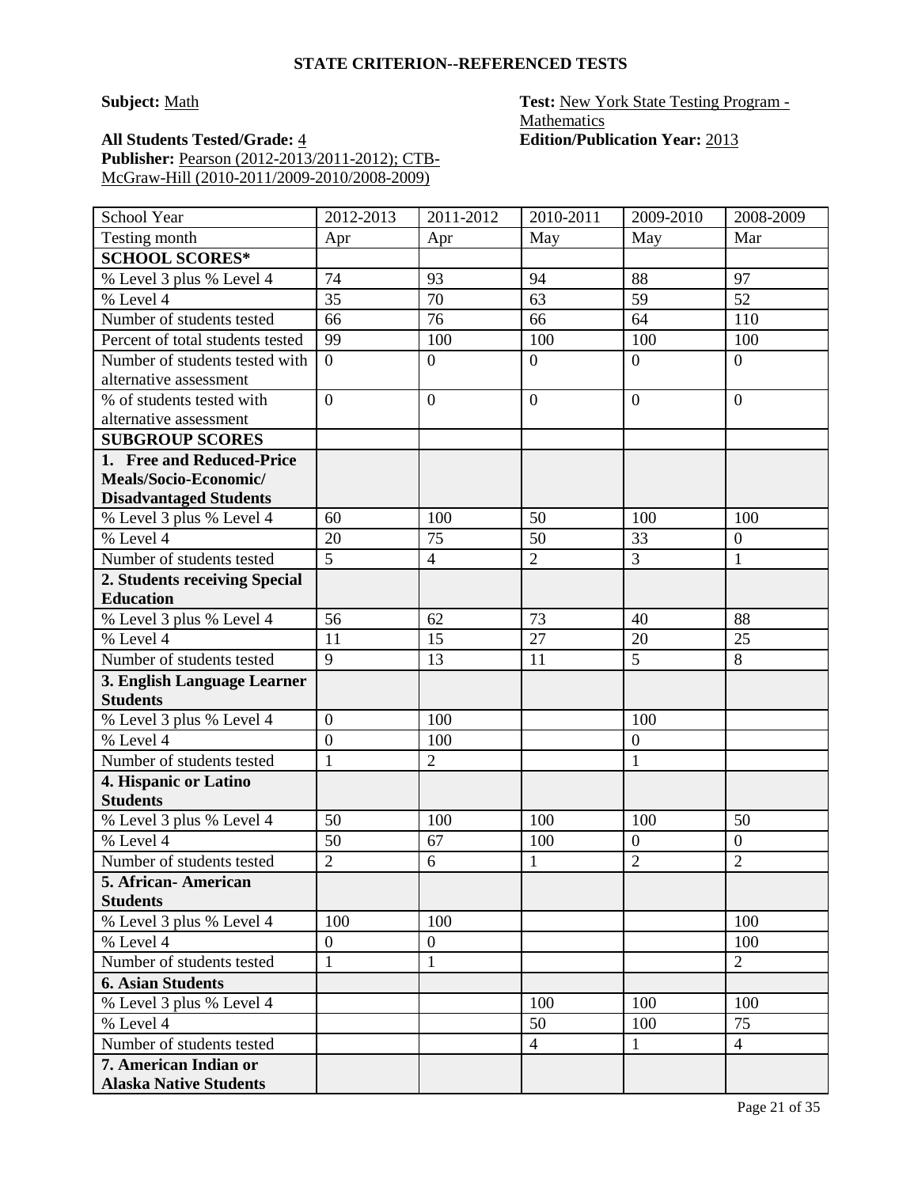**STATE CRITERION--REFERENCED TESTS**

**Subject:** Math

**Test:** New York State Testing Program - Mathematics

**All Students Tested/Grade:** 4

**Edition/Publication Year:** 2013

**Publisher:** Pearson (2012-2013/2011-2012); CTB-McGraw-Hill (2010-2011/2009-2010/2008-2009)

| School Year | 2012-2013 | 2011-2012 | 2010-2011 | 2009-2010 | 2008-2009 |
|---|---|---|---|---|---|
| Testing month | Apr | Apr | May | May | Mar |
| **SCHOOL SCORES*** | | | | | |
| % Level 3 plus % Level 4 | 74 | 93 | 94 | 88 | 97 |
| % Level 4 | 35 | 70 | 63 | 59 | 52 |
| Number of students tested | 66 | 76 | 66 | 64 | 110 |
| Percent of total students tested | 99 | 100 | 100 | 100 | 100 |
| Number of students tested with alternative assessment | 0 | 0 | 0 | 0 | 0 |
| % of students tested with alternative assessment | 0 | 0 | 0 | 0 | 0 |
| **SUBGROUP SCORES** | | | | | |
| **1. Free and Reduced-Price Meals/Socio-Economic/ Disadvantaged Students** | | | | | |
| % Level 3 plus % Level 4 | 60 | 100 | 50 | 100 | 100 |
| % Level 4 | 20 | 75 | 50 | 33 | 0 |
| Number of students tested | 5 | 4 | 2 | 3 | 1 |
| **2. Students receiving Special Education** | | | | | |
| % Level 3 plus % Level 4 | 56 | 62 | 73 | 40 | 88 |
| % Level 4 | 11 | 15 | 27 | 20 | 25 |
| Number of students tested | 9 | 13 | 11 | 5 | 8 |
| **3. English Language Learner Students** | | | | | |
| % Level 3 plus % Level 4 | 0 | 100 | | 100 | |
| % Level 4 | 0 | 100 | | 0 | |
| Number of students tested | 1 | 2 | | 1 | |
| **4. Hispanic or Latino Students** | | | | | |
| % Level 3 plus % Level 4 | 50 | 100 | 100 | 100 | 50 |
| % Level 4 | 50 | 67 | 100 | 0 | 0 |
| Number of students tested | 2 | 6 | 1 | 2 | 2 |
| **5. African- American Students** | | | | | |
| % Level 3 plus % Level 4 | 100 | 100 | | | 100 |
| % Level 4 | 0 | 0 | | | 100 |
| Number of students tested | 1 | 1 | | | 2 |
| **6. Asian Students** | | | | | |
| % Level 3 plus % Level 4 | | | 100 | 100 | 100 |
| % Level 4 | | | 50 | 100 | 75 |
| Number of students tested | | | 4 | 1 | 4 |
| **7. American Indian or Alaska Native Students** | | | | | |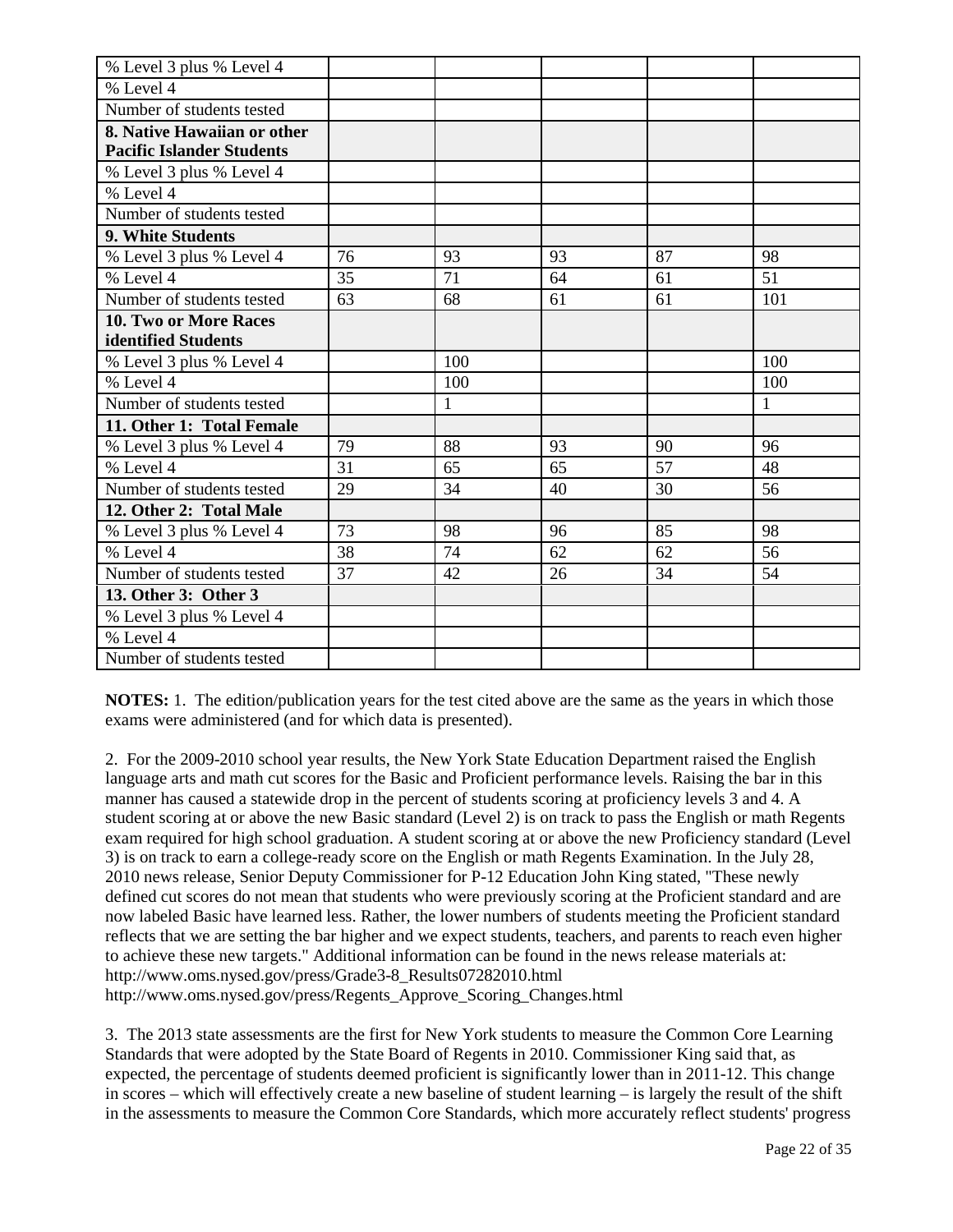| | | | | | |
|---|---|---|---|---|---|
| % Level 3 plus % Level 4 | | | | | |
| % Level 4 | | | | | |
| Number of students tested | | | | | |
| **8. Native Hawaiian or other Pacific Islander Students** | | | | | |
| % Level 3 plus % Level 4 | | | | | |
| % Level 4 | | | | | |
| Number of students tested | | | | | |
| **9. White Students** | | | | | |
| % Level 3 plus % Level 4 | 76 | 93 | 93 | 87 | 98 |
| % Level 4 | 35 | 71 | 64 | 61 | 51 |
| Number of students tested | 63 | 68 | 61 | 61 | 101 |
| **10. Two or More Races identified Students** | | | | | |
| % Level 3 plus % Level 4 | | 100 | | | 100 |
| % Level 4 | | 100 | | | 100 |
| Number of students tested | | 1 | | | 1 |
| **11. Other 1: Total Female** | | | | | |
| % Level 3 plus % Level 4 | 79 | 88 | 93 | 90 | 96 |
| % Level 4 | 31 | 65 | 65 | 57 | 48 |
| Number of students tested | 29 | 34 | 40 | 30 | 56 |
| **12. Other 2: Total Male** | | | | | |
| % Level 3 plus % Level 4 | 73 | 98 | 96 | 85 | 98 |
| % Level 4 | 38 | 74 | 62 | 62 | 56 |
| Number of students tested | 37 | 42 | 26 | 34 | 54 |
| **13. Other 3: Other 3** | | | | | |
| % Level 3 plus % Level 4 | | | | | |
| % Level 4 | | | | | |
| Number of students tested | | | | | |

**NOTES:** 1. The edition/publication years for the test cited above are the same as the years in which those exams were administered (and for which data is presented).

2. For the 2009-2010 school year results, the New York State Education Department raised the English language arts and math cut scores for the Basic and Proficient performance levels. Raising the bar in this manner has caused a statewide drop in the percent of students scoring at proficiency levels 3 and 4. A student scoring at or above the new Basic standard (Level 2) is on track to pass the English or math Regents exam required for high school graduation. A student scoring at or above the new Proficiency standard (Level 3) is on track to earn a college-ready score on the English or math Regents Examination. In the July 28, 2010 news release, Senior Deputy Commissioner for P-12 Education John King stated, "These newly defined cut scores do not mean that students who were previously scoring at the Proficient standard and are now labeled Basic have learned less. Rather, the lower numbers of students meeting the Proficient standard reflects that we are setting the bar higher and we expect students, teachers, and parents to reach even higher to achieve these new targets." Additional information can be found in the news release materials at:
http://www.oms.nysed.gov/press/Grade3-8_Results07282010.html
http://www.oms.nysed.gov/press/Regents_Approve_Scoring_Changes.html

3. The 2013 state assessments are the first for New York students to measure the Common Core Learning Standards that were adopted by the State Board of Regents in 2010. Commissioner King said that, as expected, the percentage of students deemed proficient is significantly lower than in 2011-12. This change in scores – which will effectively create a new baseline of student learning – is largely the result of the shift in the assessments to measure the Common Core Standards, which more accurately reflect students' progress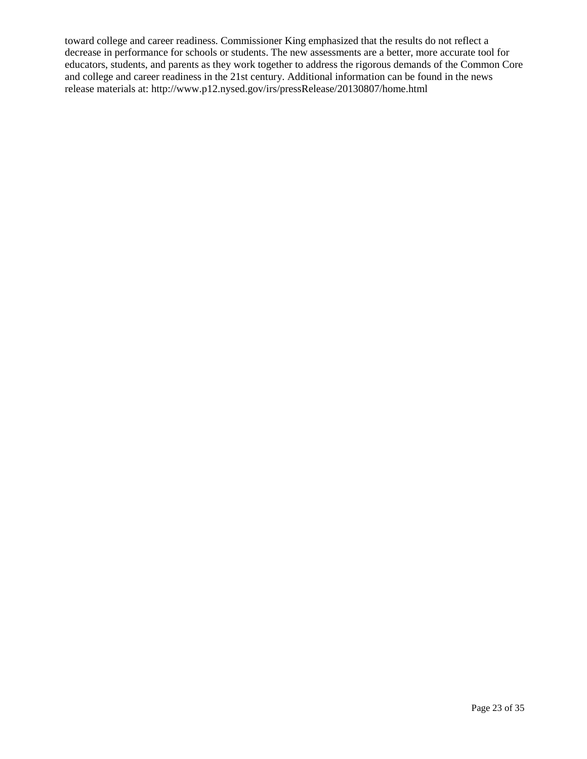toward college and career readiness. Commissioner King emphasized that the results do not reflect a decrease in performance for schools or students. The new assessments are a better, more accurate tool for educators, students, and parents as they work together to address the rigorous demands of the Common Core and college and career readiness in the 21st century. Additional information can be found in the news release materials at: http://www.p12.nysed.gov/irs/pressRelease/20130807/home.html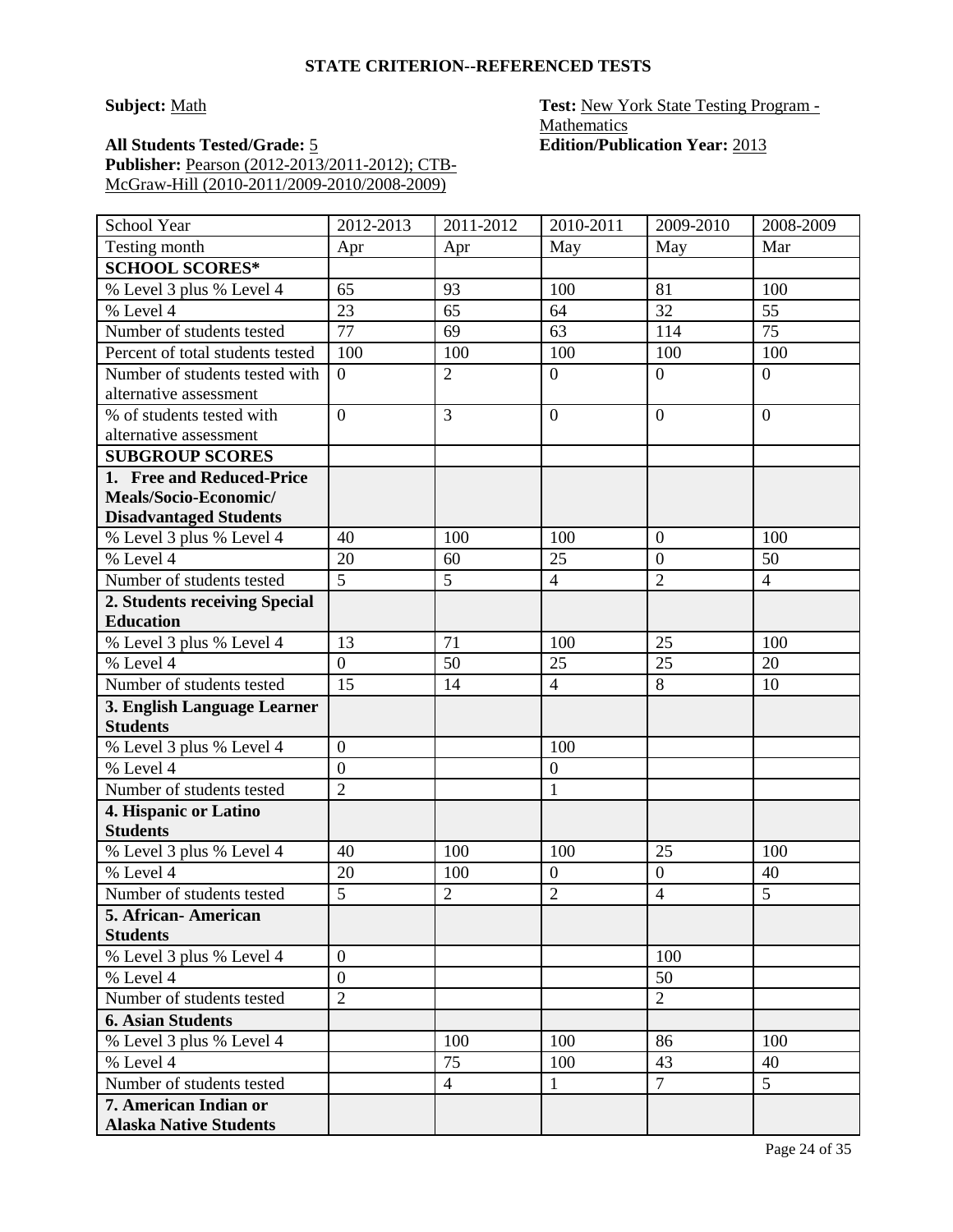## STATE CRITERION--REFERENCED TESTS

**Subject:** Math

**Test:** New York State Testing Program - Mathematics

**All Students Tested/Grade:** 5

**Edition/Publication Year:** 2013

**Publisher:** Pearson (2012-2013/2011-2012); CTB-McGraw-Hill (2010-2011/2009-2010/2008-2009)

| School Year | 2012-2013 | 2011-2012 | 2010-2011 | 2009-2010 | 2008-2009 |
|---|---|---|---|---|---|
| Testing month | Apr | Apr | May | May | Mar |
| **SCHOOL SCORES*** | | | | | |
| % Level 3 plus % Level 4 | 65 | 93 | 100 | 81 | 100 |
| % Level 4 | 23 | 65 | 64 | 32 | 55 |
| Number of students tested | 77 | 69 | 63 | 114 | 75 |
| Percent of total students tested | 100 | 100 | 100 | 100 | 100 |
| Number of students tested with alternative assessment | 0 | 2 | 0 | 0 | 0 |
| % of students tested with alternative assessment | 0 | 3 | 0 | 0 | 0 |
| **SUBGROUP SCORES** | | | | | |
| **1. Free and Reduced-Price Meals/Socio-Economic/ Disadvantaged Students** | | | | | |
| % Level 3 plus % Level 4 | 40 | 100 | 100 | 0 | 100 |
| % Level 4 | 20 | 60 | 25 | 0 | 50 |
| Number of students tested | 5 | 5 | 4 | 2 | 4 |
| **2. Students receiving Special Education** | | | | | |
| % Level 3 plus % Level 4 | 13 | 71 | 100 | 25 | 100 |
| % Level 4 | 0 | 50 | 25 | 25 | 20 |
| Number of students tested | 15 | 14 | 4 | 8 | 10 |
| **3. English Language Learner Students** | | | | | |
| % Level 3 plus % Level 4 | 0 | | 100 | | |
| % Level 4 | 0 | | 0 | | |
| Number of students tested | 2 | | 1 | | |
| **4. Hispanic or Latino Students** | | | | | |
| % Level 3 plus % Level 4 | 40 | 100 | 100 | 25 | 100 |
| % Level 4 | 20 | 100 | 0 | 0 | 40 |
| Number of students tested | 5 | 2 | 2 | 4 | 5 |
| **5. African- American Students** | | | | | |
| % Level 3 plus % Level 4 | 0 | | | 100 | |
| % Level 4 | 0 | | | 50 | |
| Number of students tested | 2 | | | 2 | |
| **6. Asian Students** | | | | | |
| % Level 3 plus % Level 4 | | 100 | 100 | 86 | 100 |
| % Level 4 | | 75 | 100 | 43 | 40 |
| Number of students tested | | 4 | 1 | 7 | 5 |
| **7. American Indian or Alaska Native Students** | | | | | |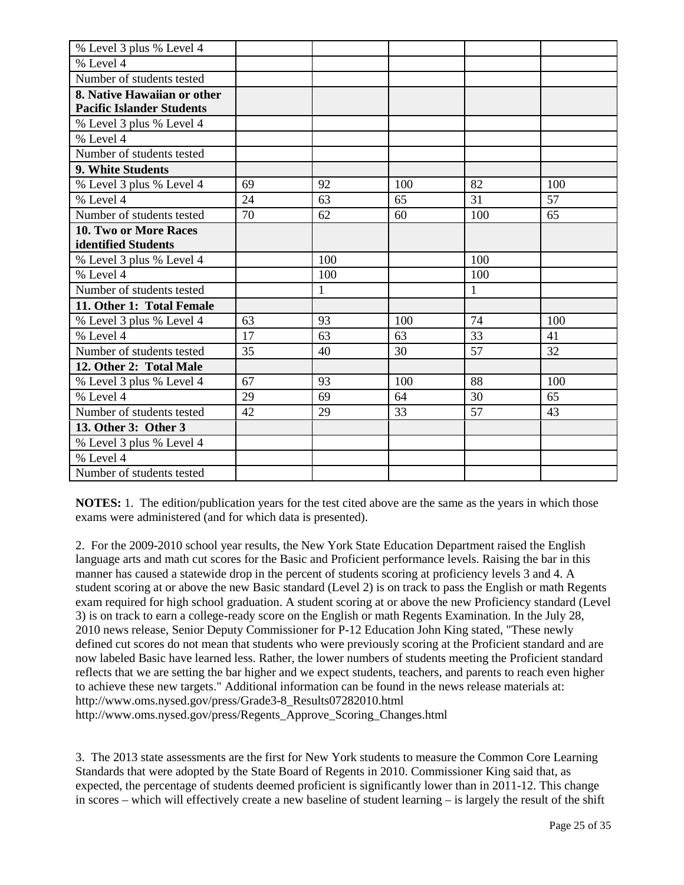| | | | | | |
|---|---|---|---|---|---|
| % Level 3 plus % Level 4 | | | | | |
| % Level 4 | | | | | |
| Number of students tested | | | | | |
| **8. Native Hawaiian or other Pacific Islander Students** | | | | | |
| % Level 3 plus % Level 4 | | | | | |
| % Level 4 | | | | | |
| Number of students tested | | | | | |
| **9. White Students** | | | | | |
| % Level 3 plus % Level 4 | 69 | 92 | 100 | 82 | 100 |
| % Level 4 | 24 | 63 | 65 | 31 | 57 |
| Number of students tested | 70 | 62 | 60 | 100 | 65 |
| **10. Two or More Races identified Students** | | | | | |
| % Level 3 plus % Level 4 | | 100 | | 100 | |
| % Level 4 | | 100 | | 100 | |
| Number of students tested | | 1 | | 1 | |
| **11. Other 1: Total Female** | | | | | |
| % Level 3 plus % Level 4 | 63 | 93 | 100 | 74 | 100 |
| % Level 4 | 17 | 63 | 63 | 33 | 41 |
| Number of students tested | 35 | 40 | 30 | 57 | 32 |
| **12. Other 2: Total Male** | | | | | |
| % Level 3 plus % Level 4 | 67 | 93 | 100 | 88 | 100 |
| % Level 4 | 29 | 69 | 64 | 30 | 65 |
| Number of students tested | 42 | 29 | 33 | 57 | 43 |
| **13. Other 3: Other 3** | | | | | |
| % Level 3 plus % Level 4 | | | | | |
| % Level 4 | | | | | |
| Number of students tested | | | | | |

**NOTES:** 1. The edition/publication years for the test cited above are the same as the years in which those exams were administered (and for which data is presented).

2. For the 2009-2010 school year results, the New York State Education Department raised the English language arts and math cut scores for the Basic and Proficient performance levels. Raising the bar in this manner has caused a statewide drop in the percent of students scoring at proficiency levels 3 and 4. A student scoring at or above the new Basic standard (Level 2) is on track to pass the English or math Regents exam required for high school graduation. A student scoring at or above the new Proficiency standard (Level 3) is on track to earn a college-ready score on the English or math Regents Examination. In the July 28, 2010 news release, Senior Deputy Commissioner for P-12 Education John King stated, "These newly defined cut scores do not mean that students who were previously scoring at the Proficient standard and are now labeled Basic have learned less. Rather, the lower numbers of students meeting the Proficient standard reflects that we are setting the bar higher and we expect students, teachers, and parents to reach even higher to achieve these new targets." Additional information can be found in the news release materials at:
http://www.oms.nysed.gov/press/Grade3-8_Results07282010.html
http://www.oms.nysed.gov/press/Regents_Approve_Scoring_Changes.html

3. The 2013 state assessments are the first for New York students to measure the Common Core Learning Standards that were adopted by the State Board of Regents in 2010. Commissioner King said that, as expected, the percentage of students deemed proficient is significantly lower than in 2011-12. This change in scores – which will effectively create a new baseline of student learning – is largely the result of the shift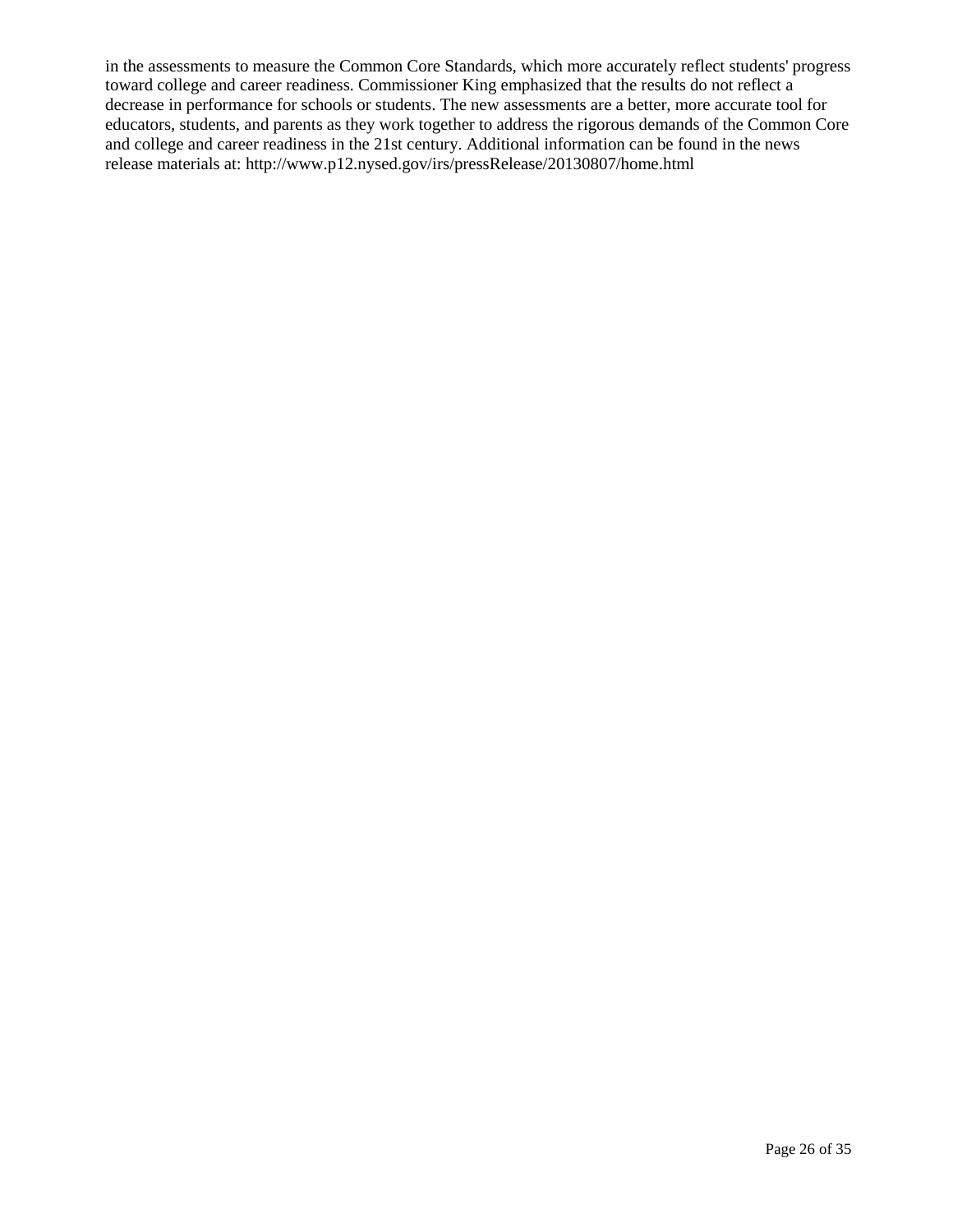in the assessments to measure the Common Core Standards, which more accurately reflect students' progress toward college and career readiness. Commissioner King emphasized that the results do not reflect a decrease in performance for schools or students. The new assessments are a better, more accurate tool for educators, students, and parents as they work together to address the rigorous demands of the Common Core and college and career readiness in the 21st century. Additional information can be found in the news release materials at: http://www.p12.nysed.gov/irs/pressRelease/20130807/home.html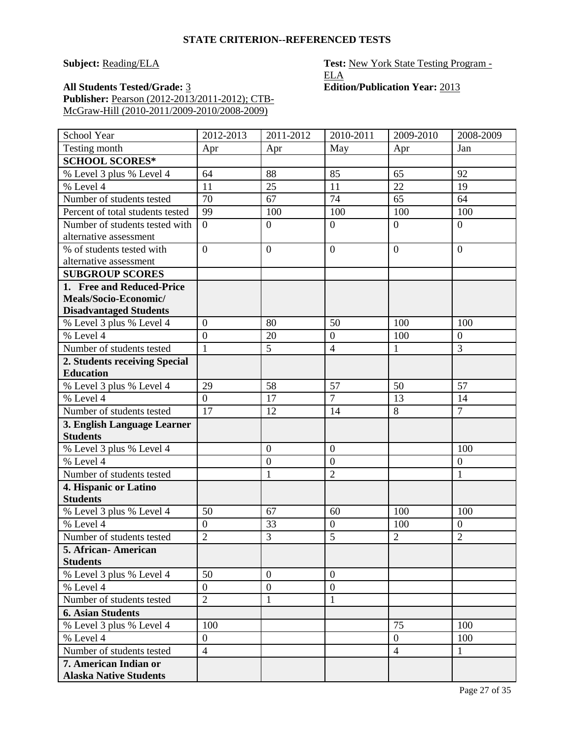## STATE CRITERION--REFERENCED TESTS

**Subject:** Reading/ELA

**Test:** New York State Testing Program - ELA

**All Students Tested/Grade:** 3

**Edition/Publication Year:** 2013

**Publisher:** Pearson (2012-2013/2011-2012); CTB-McGraw-Hill (2010-2011/2009-2010/2008-2009)

| School Year | 2012-2013 | 2011-2012 | 2010-2011 | 2009-2010 | 2008-2009 |
|---|---|---|---|---|---|
| Testing month | Apr | Apr | May | Apr | Jan |
| **SCHOOL SCORES*** | | | | | |
| % Level 3 plus % Level 4 | 64 | 88 | 85 | 65 | 92 |
| % Level 4 | 11 | 25 | 11 | 22 | 19 |
| Number of students tested | 70 | 67 | 74 | 65 | 64 |
| Percent of total students tested | 99 | 100 | 100 | 100 | 100 |
| Number of students tested with alternative assessment | 0 | 0 | 0 | 0 | 0 |
| % of students tested with alternative assessment | 0 | 0 | 0 | 0 | 0 |
| **SUBGROUP SCORES** | | | | | |
| **1. Free and Reduced-Price Meals/Socio-Economic/ Disadvantaged Students** | | | | | |
| % Level 3 plus % Level 4 | 0 | 80 | 50 | 100 | 100 |
| % Level 4 | 0 | 20 | 0 | 100 | 0 |
| Number of students tested | 1 | 5 | 4 | 1 | 3 |
| **2. Students receiving Special Education** | | | | | |
| % Level 3 plus % Level 4 | 29 | 58 | 57 | 50 | 57 |
| % Level 4 | 0 | 17 | 7 | 13 | 14 |
| Number of students tested | 17 | 12 | 14 | 8 | 7 |
| **3. English Language Learner Students** | | | | | |
| % Level 3 plus % Level 4 | | 0 | 0 | | 100 |
| % Level 4 | | 0 | 0 | | 0 |
| Number of students tested | | 1 | 2 | | 1 |
| **4. Hispanic or Latino Students** | | | | | |
| % Level 3 plus % Level 4 | 50 | 67 | 60 | 100 | 100 |
| % Level 4 | 0 | 33 | 0 | 100 | 0 |
| Number of students tested | 2 | 3 | 5 | 2 | 2 |
| **5. African- American Students** | | | | | |
| % Level 3 plus % Level 4 | 50 | 0 | 0 | | |
| % Level 4 | 0 | 0 | 0 | | |
| Number of students tested | 2 | 1 | 1 | | |
| **6. Asian Students** | | | | | |
| % Level 3 plus % Level 4 | 100 | | | 75 | 100 |
| % Level 4 | 0 | | | 0 | 100 |
| Number of students tested | 4 | | | 4 | 1 |
| **7. American Indian or Alaska Native Students** | | | | | |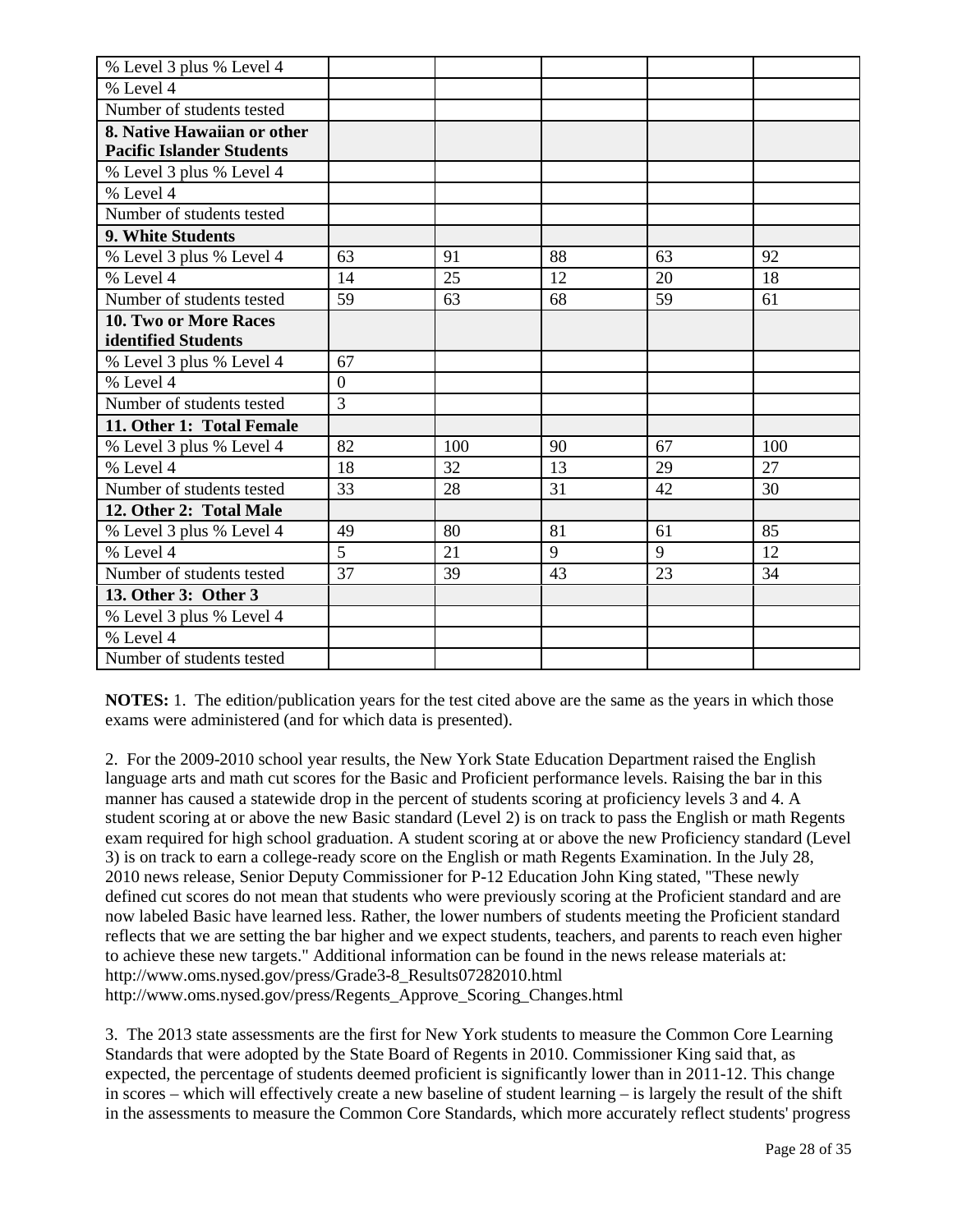| | | | | | |
|---|---|---|---|---|---|
| % Level 3 plus % Level 4 | | | | | |
| % Level 4 | | | | | |
| Number of students tested | | | | | |
| **8. Native Hawaiian or other Pacific Islander Students** | | | | | |
| % Level 3 plus % Level 4 | | | | | |
| % Level 4 | | | | | |
| Number of students tested | | | | | |
| **9. White Students** | | | | | |
| % Level 3 plus % Level 4 | 63 | 91 | 88 | 63 | 92 |
| % Level 4 | 14 | 25 | 12 | 20 | 18 |
| Number of students tested | 59 | 63 | 68 | 59 | 61 |
| **10. Two or More Races identified Students** | | | | | |
| % Level 3 plus % Level 4 | 67 | | | | |
| % Level 4 | 0 | | | | |
| Number of students tested | 3 | | | | |
| **11. Other 1: Total Female** | | | | | |
| % Level 3 plus % Level 4 | 82 | 100 | 90 | 67 | 100 |
| % Level 4 | 18 | 32 | 13 | 29 | 27 |
| Number of students tested | 33 | 28 | 31 | 42 | 30 |
| **12. Other 2: Total Male** | | | | | |
| % Level 3 plus % Level 4 | 49 | 80 | 81 | 61 | 85 |
| % Level 4 | 5 | 21 | 9 | 9 | 12 |
| Number of students tested | 37 | 39 | 43 | 23 | 34 |
| **13. Other 3: Other 3** | | | | | |
| % Level 3 plus % Level 4 | | | | | |
| % Level 4 | | | | | |
| Number of students tested | | | | | |

**NOTES:** 1. The edition/publication years for the test cited above are the same as the years in which those exams were administered (and for which data is presented).

2. For the 2009-2010 school year results, the New York State Education Department raised the English language arts and math cut scores for the Basic and Proficient performance levels. Raising the bar in this manner has caused a statewide drop in the percent of students scoring at proficiency levels 3 and 4. A student scoring at or above the new Basic standard (Level 2) is on track to pass the English or math Regents exam required for high school graduation. A student scoring at or above the new Proficiency standard (Level 3) is on track to earn a college-ready score on the English or math Regents Examination. In the July 28, 2010 news release, Senior Deputy Commissioner for P-12 Education John King stated, "These newly defined cut scores do not mean that students who were previously scoring at the Proficient standard and are now labeled Basic have learned less. Rather, the lower numbers of students meeting the Proficient standard reflects that we are setting the bar higher and we expect students, teachers, and parents to reach even higher to achieve these new targets." Additional information can be found in the news release materials at:
http://www.oms.nysed.gov/press/Grade3-8_Results07282010.html
http://www.oms.nysed.gov/press/Regents_Approve_Scoring_Changes.html

3. The 2013 state assessments are the first for New York students to measure the Common Core Learning Standards that were adopted by the State Board of Regents in 2010. Commissioner King said that, as expected, the percentage of students deemed proficient is significantly lower than in 2011-12. This change in scores – which will effectively create a new baseline of student learning – is largely the result of the shift in the assessments to measure the Common Core Standards, which more accurately reflect students' progress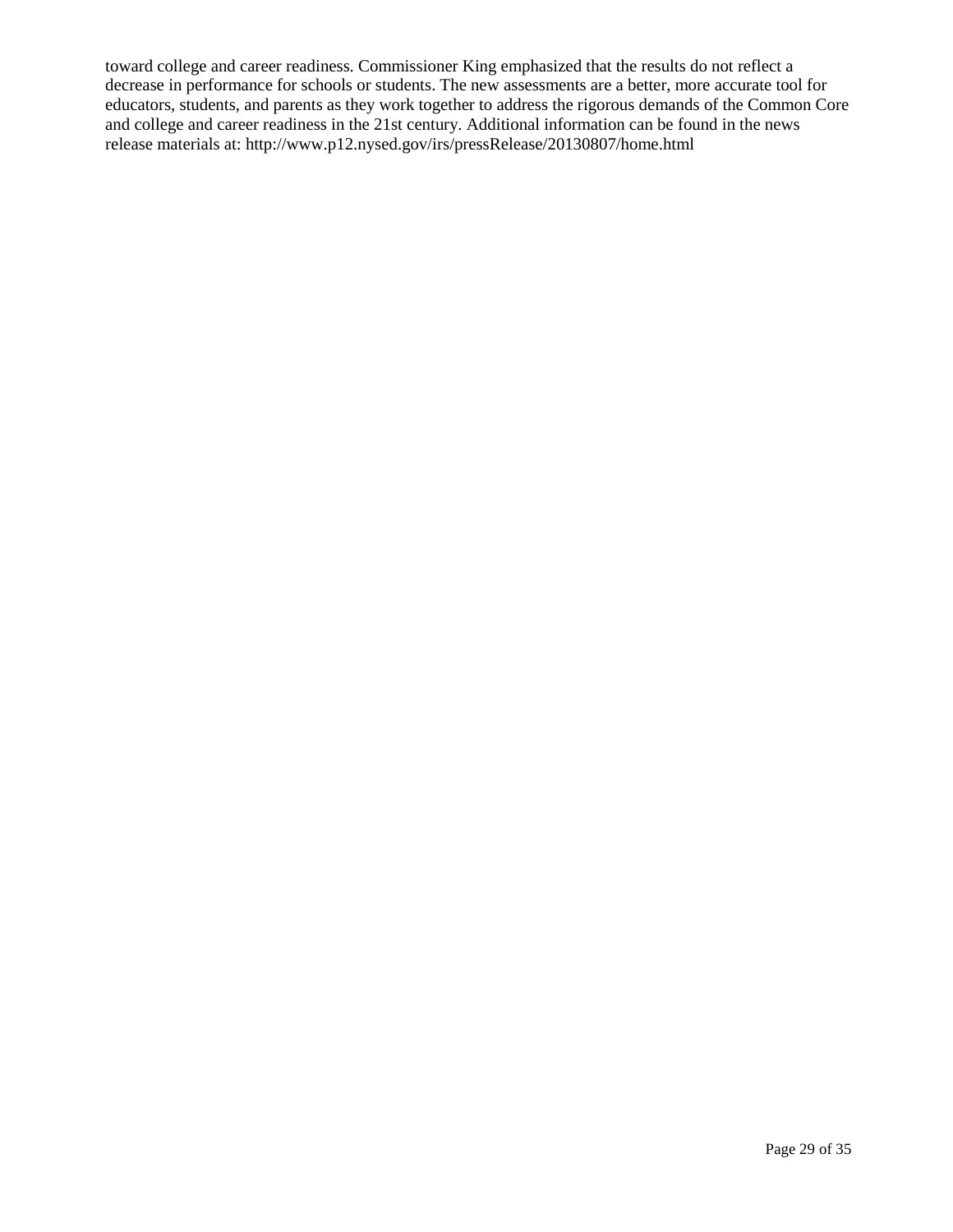toward college and career readiness. Commissioner King emphasized that the results do not reflect a decrease in performance for schools or students. The new assessments are a better, more accurate tool for educators, students, and parents as they work together to address the rigorous demands of the Common Core and college and career readiness in the 21st century. Additional information can be found in the news release materials at: http://www.p12.nysed.gov/irs/pressRelease/20130807/home.html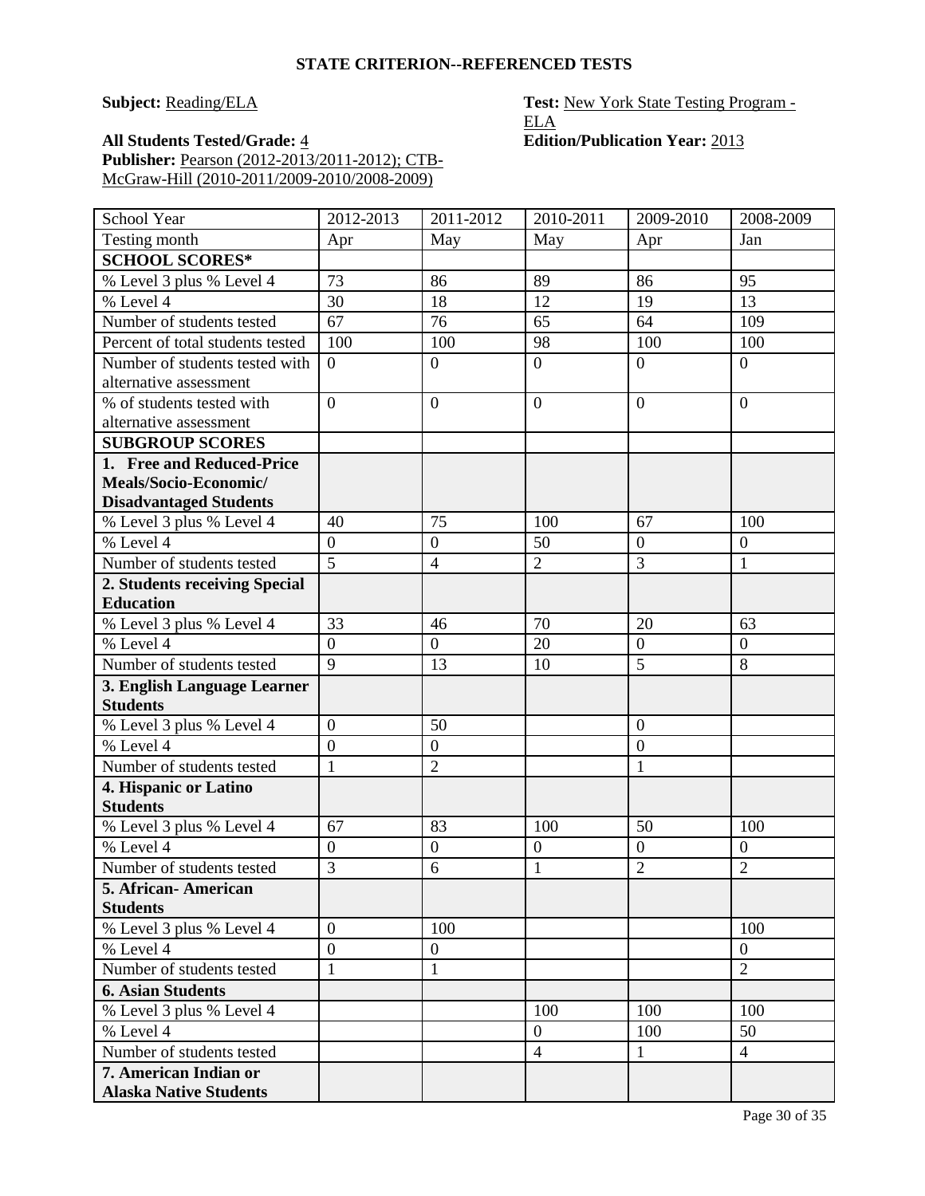## STATE CRITERION--REFERENCED TESTS

**Subject:** Reading/ELA

**Test:** New York State Testing Program - ELA

**All Students Tested/Grade:** 4

**Edition/Publication Year:** 2013

**Publisher:** Pearson (2012-2013/2011-2012); CTB-McGraw-Hill (2010-2011/2009-2010/2008-2009)

| School Year | 2012-2013 | 2011-2012 | 2010-2011 | 2009-2010 | 2008-2009 |
|---|---|---|---|---|---|
| Testing month | Apr | May | May | Apr | Jan |
| **SCHOOL SCORES*** | | | | | |
| % Level 3 plus % Level 4 | 73 | 86 | 89 | 86 | 95 |
| % Level 4 | 30 | 18 | 12 | 19 | 13 |
| Number of students tested | 67 | 76 | 65 | 64 | 109 |
| Percent of total students tested | 100 | 100 | 98 | 100 | 100 |
| Number of students tested with alternative assessment | 0 | 0 | 0 | 0 | 0 |
| % of students tested with alternative assessment | 0 | 0 | 0 | 0 | 0 |
| **SUBGROUP SCORES** | | | | | |
| **1. Free and Reduced-Price Meals/Socio-Economic/ Disadvantaged Students** | | | | | |
| % Level 3 plus % Level 4 | 40 | 75 | 100 | 67 | 100 |
| % Level 4 | 0 | 0 | 50 | 0 | 0 |
| Number of students tested | 5 | 4 | 2 | 3 | 1 |
| **2. Students receiving Special Education** | | | | | |
| % Level 3 plus % Level 4 | 33 | 46 | 70 | 20 | 63 |
| % Level 4 | 0 | 0 | 20 | 0 | 0 |
| Number of students tested | 9 | 13 | 10 | 5 | 8 |
| **3. English Language Learner Students** | | | | | |
| % Level 3 plus % Level 4 | 0 | 50 | | 0 | |
| % Level 4 | 0 | 0 | | 0 | |
| Number of students tested | 1 | 2 | | 1 | |
| **4. Hispanic or Latino Students** | | | | | |
| % Level 3 plus % Level 4 | 67 | 83 | 100 | 50 | 100 |
| % Level 4 | 0 | 0 | 0 | 0 | 0 |
| Number of students tested | 3 | 6 | 1 | 2 | 2 |
| **5. African- American Students** | | | | | |
| % Level 3 plus % Level 4 | 0 | 100 | | | 100 |
| % Level 4 | 0 | 0 | | | 0 |
| Number of students tested | 1 | 1 | | | 2 |
| **6. Asian Students** | | | | | |
| % Level 3 plus % Level 4 | | | 100 | 100 | 100 |
| % Level 4 | | | 0 | 100 | 50 |
| Number of students tested | | | 4 | 1 | 4 |
| **7. American Indian or Alaska Native Students** | | | | | |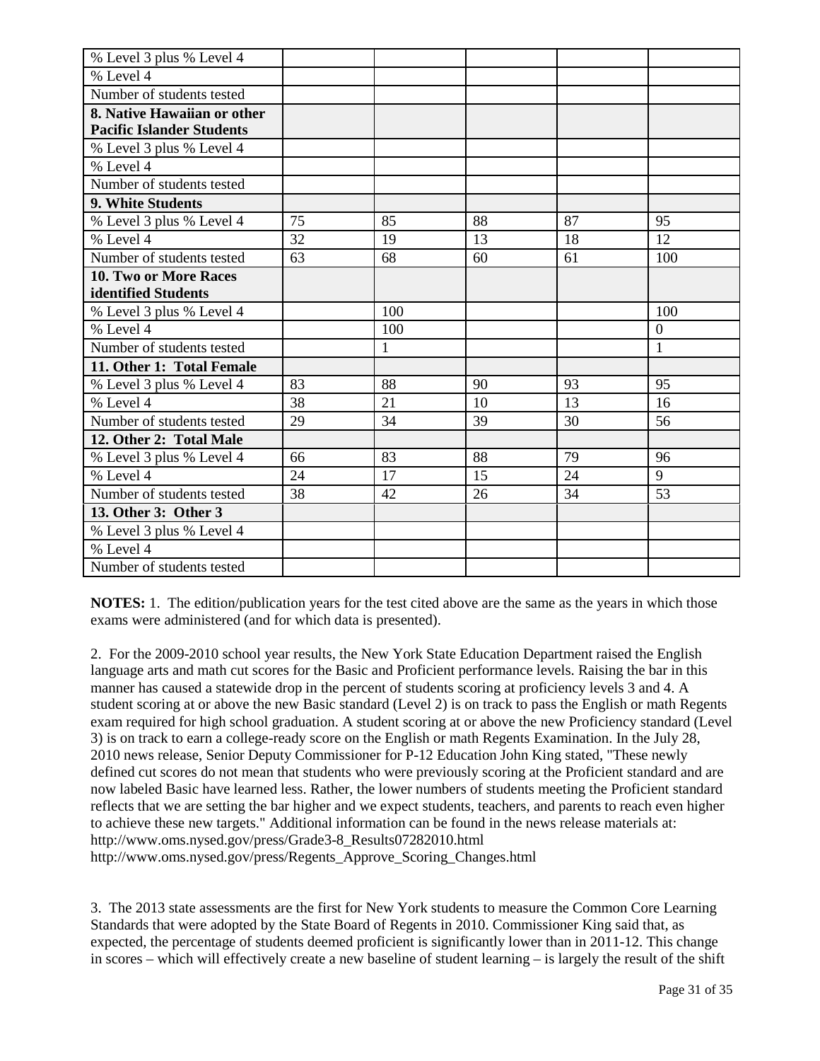| | | | | | |
|---|---|---|---|---|---|
| % Level 3 plus % Level 4 | | | | | |
| % Level 4 | | | | | |
| Number of students tested | | | | | |
| **8. Native Hawaiian or other Pacific Islander Students** | | | | | |
| % Level 3 plus % Level 4 | | | | | |
| % Level 4 | | | | | |
| Number of students tested | | | | | |
| **9. White Students** | | | | | |
| % Level 3 plus % Level 4 | 75 | 85 | 88 | 87 | 95 |
| % Level 4 | 32 | 19 | 13 | 18 | 12 |
| Number of students tested | 63 | 68 | 60 | 61 | 100 |
| **10. Two or More Races identified Students** | | | | | |
| % Level 3 plus % Level 4 | | 100 | | | 100 |
| % Level 4 | | 100 | | | 0 |
| Number of students tested | | 1 | | | 1 |
| **11. Other 1: Total Female** | | | | | |
| % Level 3 plus % Level 4 | 83 | 88 | 90 | 93 | 95 |
| % Level 4 | 38 | 21 | 10 | 13 | 16 |
| Number of students tested | 29 | 34 | 39 | 30 | 56 |
| **12. Other 2: Total Male** | | | | | |
| % Level 3 plus % Level 4 | 66 | 83 | 88 | 79 | 96 |
| % Level 4 | 24 | 17 | 15 | 24 | 9 |
| Number of students tested | 38 | 42 | 26 | 34 | 53 |
| **13. Other 3: Other 3** | | | | | |
| % Level 3 plus % Level 4 | | | | | |
| % Level 4 | | | | | |
| Number of students tested | | | | | |

**NOTES:** 1. The edition/publication years for the test cited above are the same as the years in which those exams were administered (and for which data is presented).

2. For the 2009-2010 school year results, the New York State Education Department raised the English language arts and math cut scores for the Basic and Proficient performance levels. Raising the bar in this manner has caused a statewide drop in the percent of students scoring at proficiency levels 3 and 4. A student scoring at or above the new Basic standard (Level 2) is on track to pass the English or math Regents exam required for high school graduation. A student scoring at or above the new Proficiency standard (Level 3) is on track to earn a college-ready score on the English or math Regents Examination. In the July 28, 2010 news release, Senior Deputy Commissioner for P-12 Education John King stated, "These newly defined cut scores do not mean that students who were previously scoring at the Proficient standard and are now labeled Basic have learned less. Rather, the lower numbers of students meeting the Proficient standard reflects that we are setting the bar higher and we expect students, teachers, and parents to reach even higher to achieve these new targets." Additional information can be found in the news release materials at:
http://www.oms.nysed.gov/press/Grade3-8_Results07282010.html
http://www.oms.nysed.gov/press/Regents_Approve_Scoring_Changes.html

3. The 2013 state assessments are the first for New York students to measure the Common Core Learning Standards that were adopted by the State Board of Regents in 2010. Commissioner King said that, as expected, the percentage of students deemed proficient is significantly lower than in 2011-12. This change in scores – which will effectively create a new baseline of student learning – is largely the result of the shift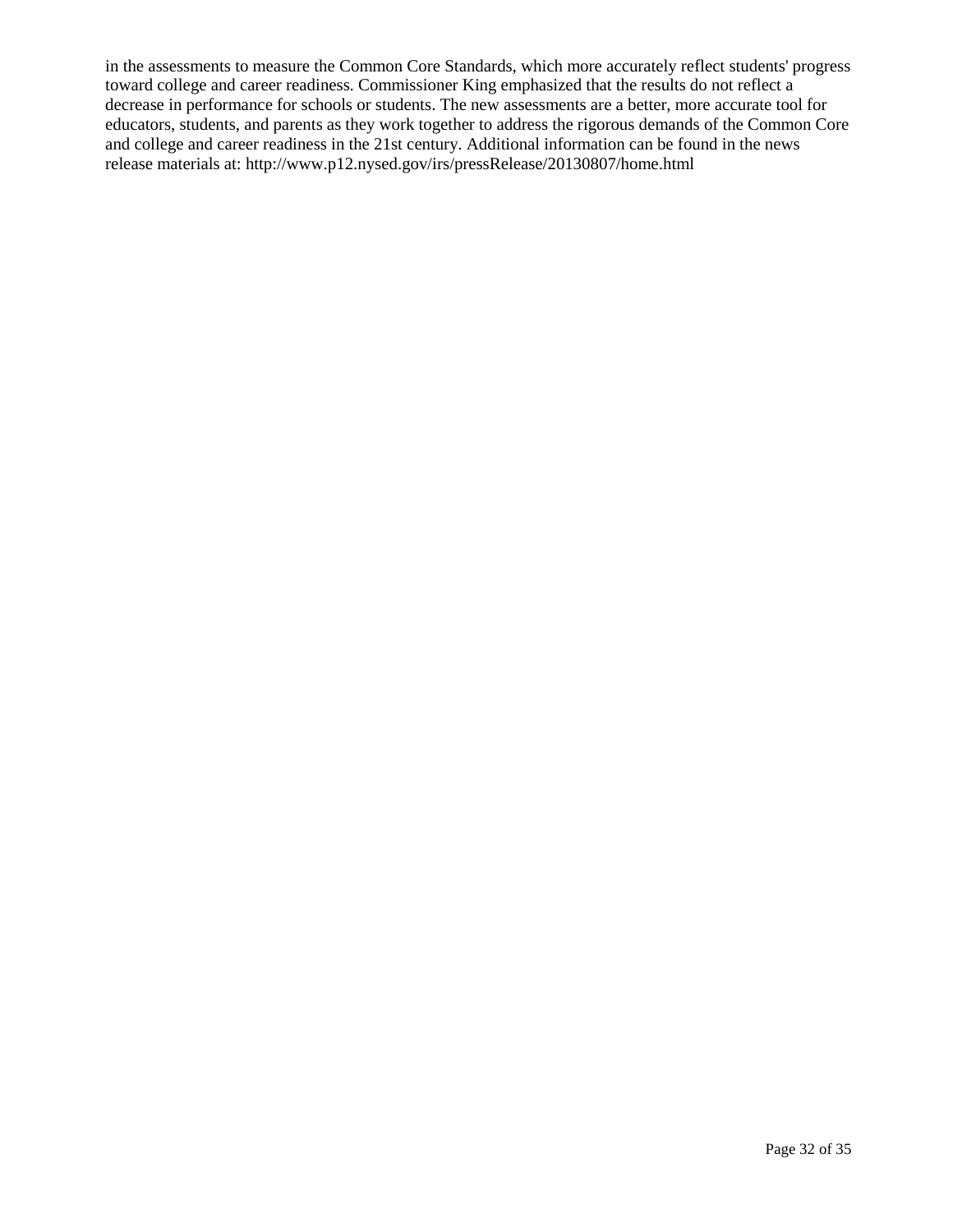in the assessments to measure the Common Core Standards, which more accurately reflect students' progress toward college and career readiness. Commissioner King emphasized that the results do not reflect a decrease in performance for schools or students. The new assessments are a better, more accurate tool for educators, students, and parents as they work together to address the rigorous demands of the Common Core and college and career readiness in the 21st century. Additional information can be found in the news release materials at: http://www.p12.nysed.gov/irs/pressRelease/20130807/home.html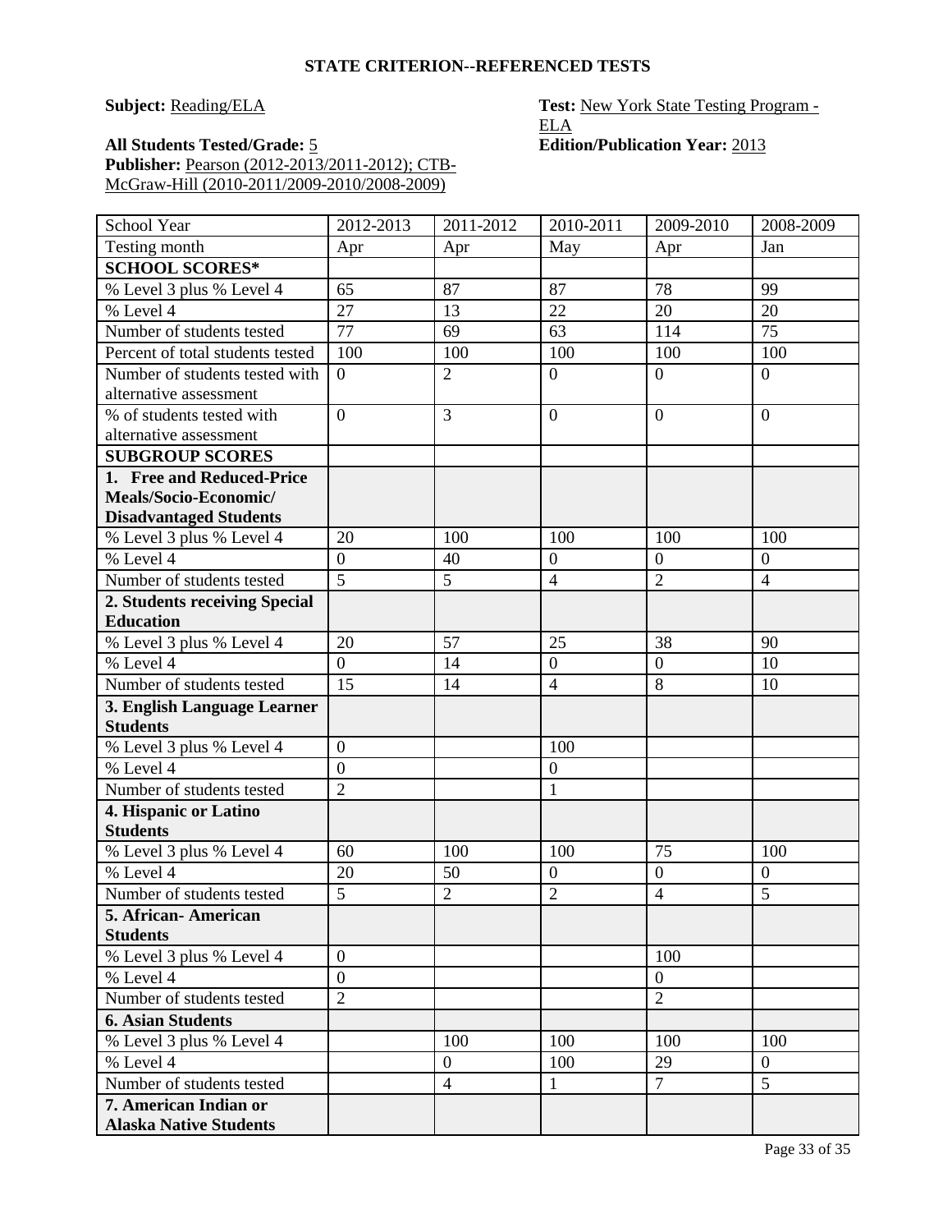## STATE CRITERION--REFERENCED TESTS

**Subject:** Reading/ELA

**Test:** New York State Testing Program - ELA

**All Students Tested/Grade:** 5

**Edition/Publication Year:** 2013

**Publisher:** Pearson (2012-2013/2011-2012); CTB-McGraw-Hill (2010-2011/2009-2010/2008-2009)

| School Year | 2012-2013 | 2011-2012 | 2010-2011 | 2009-2010 | 2008-2009 |
|---|---|---|---|---|---|
| Testing month | Apr | Apr | May | Apr | Jan |
| **SCHOOL SCORES*** | | | | | |
| % Level 3 plus % Level 4 | 65 | 87 | 87 | 78 | 99 |
| % Level 4 | 27 | 13 | 22 | 20 | 20 |
| Number of students tested | 77 | 69 | 63 | 114 | 75 |
| Percent of total students tested | 100 | 100 | 100 | 100 | 100 |
| Number of students tested with alternative assessment | 0 | 2 | 0 | 0 | 0 |
| % of students tested with alternative assessment | 0 | 3 | 0 | 0 | 0 |
| **SUBGROUP SCORES** | | | | | |
| **1. Free and Reduced-Price Meals/Socio-Economic/ Disadvantaged Students** | | | | | |
| % Level 3 plus % Level 4 | 20 | 100 | 100 | 100 | 100 |
| % Level 4 | 0 | 40 | 0 | 0 | 0 |
| Number of students tested | 5 | 5 | 4 | 2 | 4 |
| **2. Students receiving Special Education** | | | | | |
| % Level 3 plus % Level 4 | 20 | 57 | 25 | 38 | 90 |
| % Level 4 | 0 | 14 | 0 | 0 | 10 |
| Number of students tested | 15 | 14 | 4 | 8 | 10 |
| **3. English Language Learner Students** | | | | | |
| % Level 3 plus % Level 4 | 0 | | 100 | | |
| % Level 4 | 0 | | 0 | | |
| Number of students tested | 2 | | 1 | | |
| **4. Hispanic or Latino Students** | | | | | |
| % Level 3 plus % Level 4 | 60 | 100 | 100 | 75 | 100 |
| % Level 4 | 20 | 50 | 0 | 0 | 0 |
| Number of students tested | 5 | 2 | 2 | 4 | 5 |
| **5. African- American Students** | | | | | |
| % Level 3 plus % Level 4 | 0 | | | 100 | |
| % Level 4 | 0 | | | 0 | |
| Number of students tested | 2 | | | 2 | |
| **6. Asian Students** | | | | | |
| % Level 3 plus % Level 4 | | 100 | 100 | 100 | 100 |
| % Level 4 | | 0 | 100 | 29 | 0 |
| Number of students tested | | 4 | 1 | 7 | 5 |
| **7. American Indian or Alaska Native Students** | | | | | |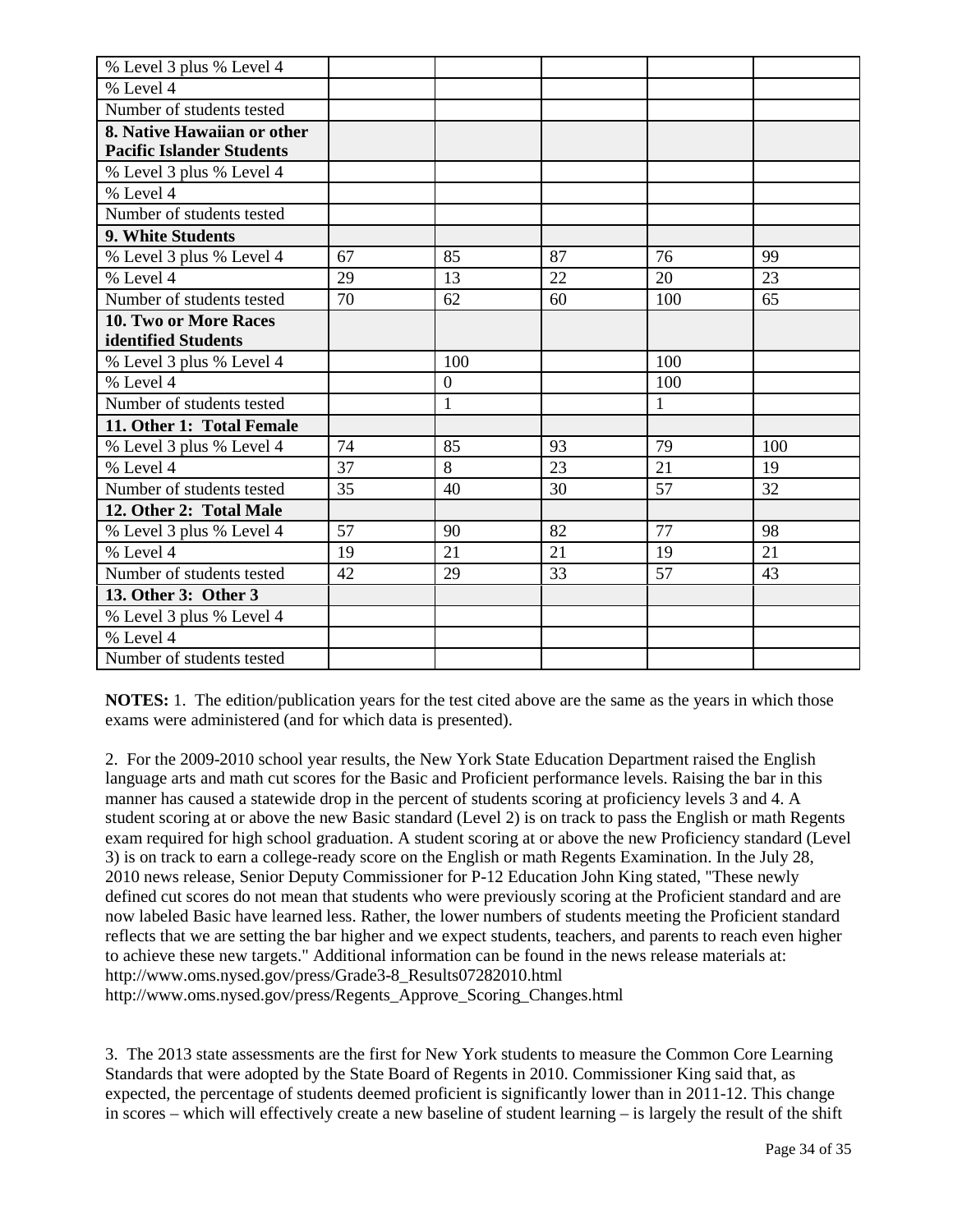| | | | | | |
|---|---|---|---|---|---|
| % Level 3 plus % Level 4 | | | | | |
| % Level 4 | | | | | |
| Number of students tested | | | | | |
| **8. Native Hawaiian or other Pacific Islander Students** | | | | | |
| % Level 3 plus % Level 4 | | | | | |
| % Level 4 | | | | | |
| Number of students tested | | | | | |
| **9. White Students** | | | | | |
| % Level 3 plus % Level 4 | 67 | 85 | 87 | 76 | 99 |
| % Level 4 | 29 | 13 | 22 | 20 | 23 |
| Number of students tested | 70 | 62 | 60 | 100 | 65 |
| **10. Two or More Races identified Students** | | | | | |
| % Level 3 plus % Level 4 | | 100 | | 100 | |
| % Level 4 | | 0 | | 100 | |
| Number of students tested | | 1 | | 1 | |
| **11. Other 1: Total Female** | | | | | |
| % Level 3 plus % Level 4 | 74 | 85 | 93 | 79 | 100 |
| % Level 4 | 37 | 8 | 23 | 21 | 19 |
| Number of students tested | 35 | 40 | 30 | 57 | 32 |
| **12. Other 2: Total Male** | | | | | |
| % Level 3 plus % Level 4 | 57 | 90 | 82 | 77 | 98 |
| % Level 4 | 19 | 21 | 21 | 19 | 21 |
| Number of students tested | 42 | 29 | 33 | 57 | 43 |
| **13. Other 3: Other 3** | | | | | |
| % Level 3 plus % Level 4 | | | | | |
| % Level 4 | | | | | |
| Number of students tested | | | | | |

**NOTES:** 1. The edition/publication years for the test cited above are the same as the years in which those exams were administered (and for which data is presented).

2. For the 2009-2010 school year results, the New York State Education Department raised the English language arts and math cut scores for the Basic and Proficient performance levels. Raising the bar in this manner has caused a statewide drop in the percent of students scoring at proficiency levels 3 and 4. A student scoring at or above the new Basic standard (Level 2) is on track to pass the English or math Regents exam required for high school graduation. A student scoring at or above the new Proficiency standard (Level 3) is on track to earn a college-ready score on the English or math Regents Examination. In the July 28, 2010 news release, Senior Deputy Commissioner for P-12 Education John King stated, "These newly defined cut scores do not mean that students who were previously scoring at the Proficient standard and are now labeled Basic have learned less. Rather, the lower numbers of students meeting the Proficient standard reflects that we are setting the bar higher and we expect students, teachers, and parents to reach even higher to achieve these new targets." Additional information can be found in the news release materials at:
http://www.oms.nysed.gov/press/Grade3-8_Results07282010.html
http://www.oms.nysed.gov/press/Regents_Approve_Scoring_Changes.html

3. The 2013 state assessments are the first for New York students to measure the Common Core Learning Standards that were adopted by the State Board of Regents in 2010. Commissioner King said that, as expected, the percentage of students deemed proficient is significantly lower than in 2011-12. This change in scores – which will effectively create a new baseline of student learning – is largely the result of the shift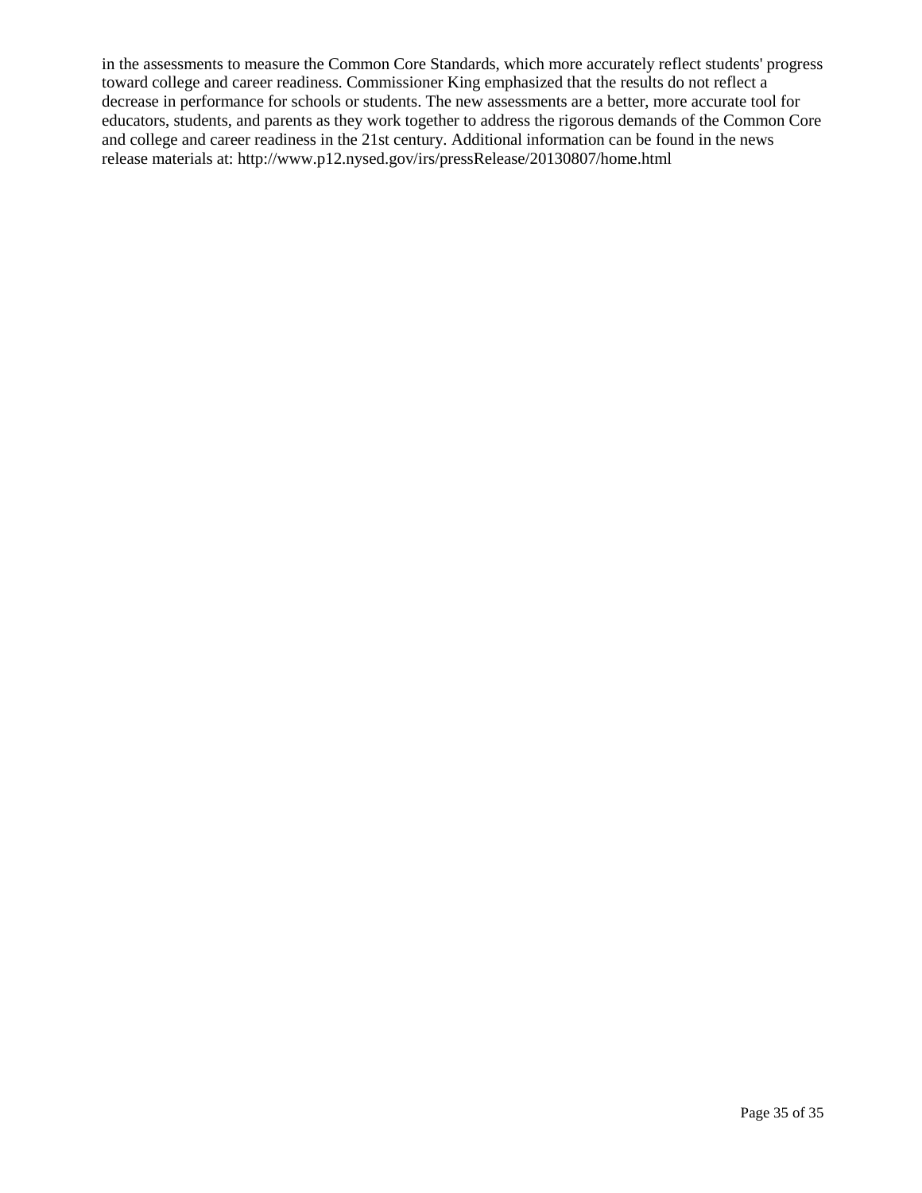in the assessments to measure the Common Core Standards, which more accurately reflect students' progress toward college and career readiness. Commissioner King emphasized that the results do not reflect a decrease in performance for schools or students. The new assessments are a better, more accurate tool for educators, students, and parents as they work together to address the rigorous demands of the Common Core and college and career readiness in the 21st century. Additional information can be found in the news release materials at: http://www.p12.nysed.gov/irs/pressRelease/20130807/home.html